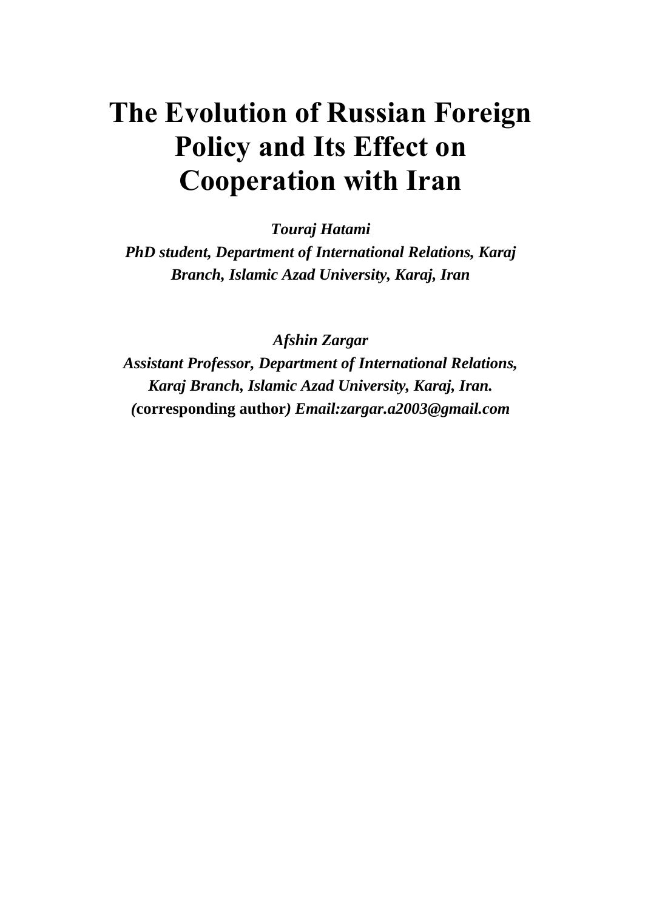# The Evolution of Russian Foreign Policy and Its Effect on Cooperation with Iran

***Touraj Hatami***

***PhD student, Department of International Relations, Karaj Branch, Islamic Azad University, Karaj, Iran***

***Afshin Zargar***

***Assistant Professor, Department of International Relations, Karaj Branch, Islamic Azad University, Karaj, Iran.***

***(*corresponding author*) Email:zargar.a2003@gmail.com***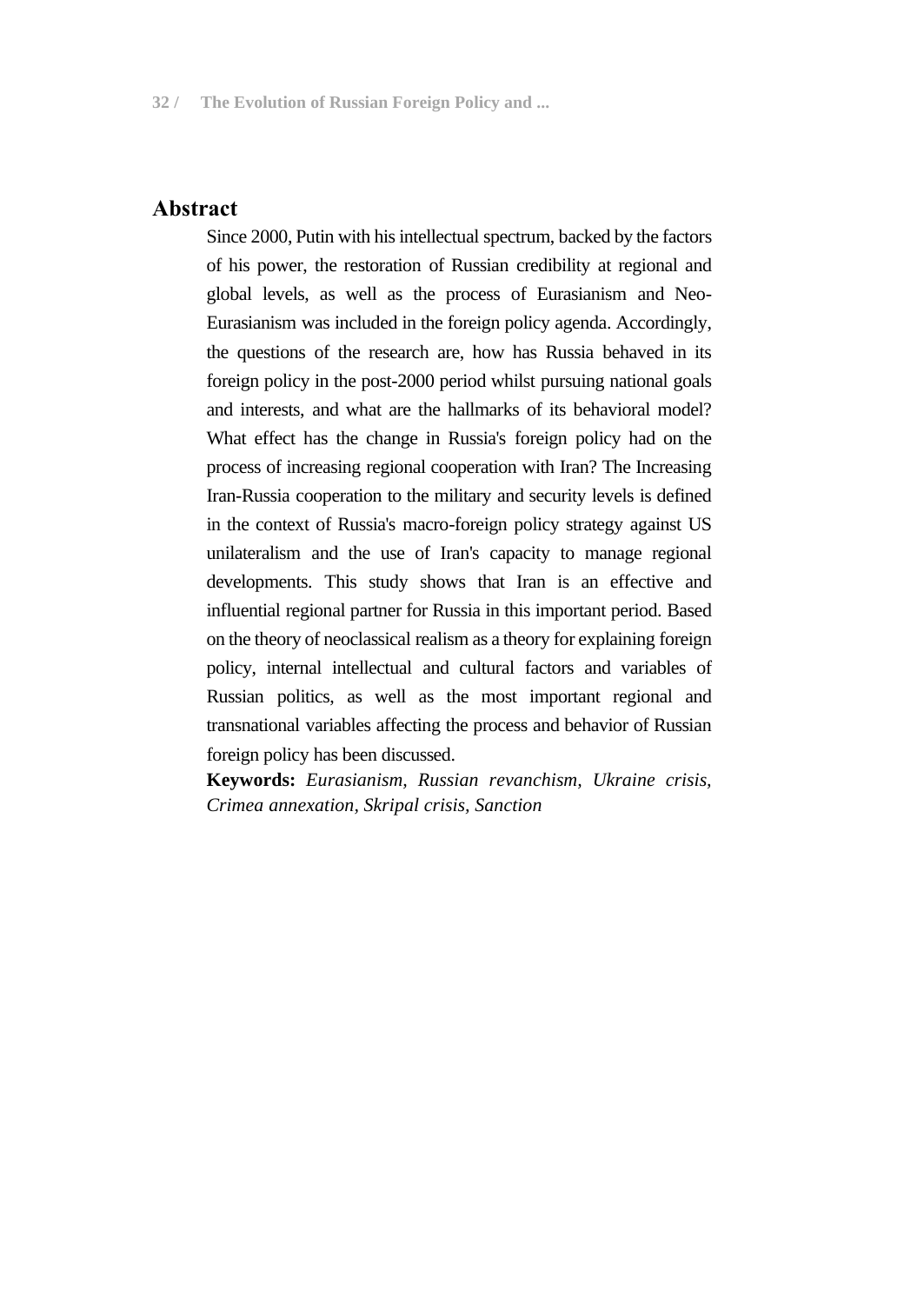## Abstract

Since 2000, Putin with his intellectual spectrum, backed by the factors of his power, the restoration of Russian credibility at regional and global levels, as well as the process of Eurasianism and Neo-Eurasianism was included in the foreign policy agenda. Accordingly, the questions of the research are, how has Russia behaved in its foreign policy in the post-2000 period whilst pursuing national goals and interests, and what are the hallmarks of its behavioral model? What effect has the change in Russia's foreign policy had on the process of increasing regional cooperation with Iran? The Increasing Iran-Russia cooperation to the military and security levels is defined in the context of Russia's macro-foreign policy strategy against US unilateralism and the use of Iran's capacity to manage regional developments. This study shows that Iran is an effective and influential regional partner for Russia in this important period. Based on the theory of neoclassical realism as a theory for explaining foreign policy, internal intellectual and cultural factors and variables of Russian politics, as well as the most important regional and transnational variables affecting the process and behavior of Russian foreign policy has been discussed.

**Keywords:** *Eurasianism, Russian revanchism, Ukraine crisis, Crimea annexation, Skripal crisis, Sanction*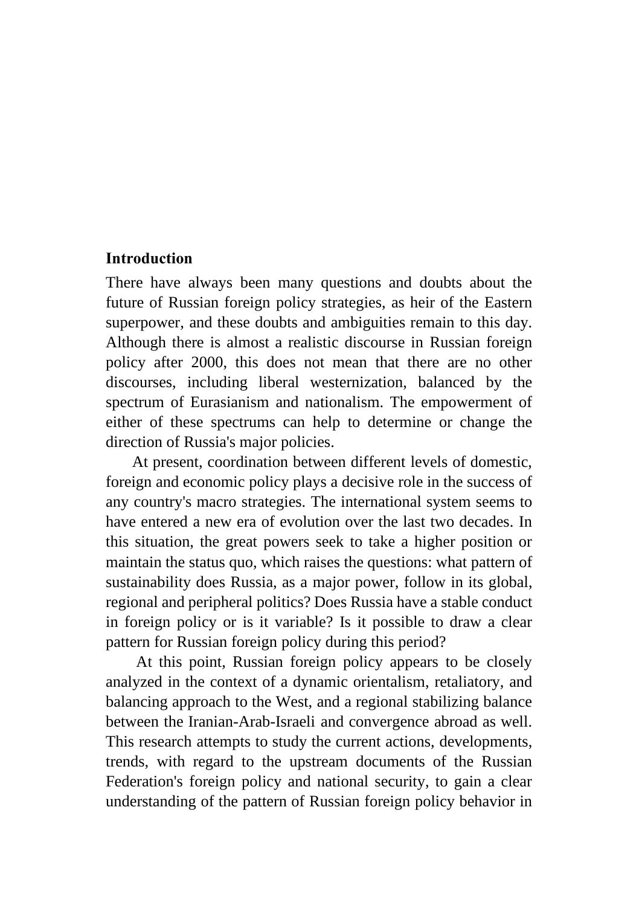## Introduction

There have always been many questions and doubts about the future of Russian foreign policy strategies, as heir of the Eastern superpower, and these doubts and ambiguities remain to this day. Although there is almost a realistic discourse in Russian foreign policy after 2000, this does not mean that there are no other discourses, including liberal westernization, balanced by the spectrum of Eurasianism and nationalism. The empowerment of either of these spectrums can help to determine or change the direction of Russia's major policies.

At present, coordination between different levels of domestic, foreign and economic policy plays a decisive role in the success of any country's macro strategies. The international system seems to have entered a new era of evolution over the last two decades. In this situation, the great powers seek to take a higher position or maintain the status quo, which raises the questions: what pattern of sustainability does Russia, as a major power, follow in its global, regional and peripheral politics? Does Russia have a stable conduct in foreign policy or is it variable? Is it possible to draw a clear pattern for Russian foreign policy during this period?

At this point, Russian foreign policy appears to be closely analyzed in the context of a dynamic orientalism, retaliatory, and balancing approach to the West, and a regional stabilizing balance between the Iranian-Arab-Israeli and convergence abroad as well. This research attempts to study the current actions, developments, trends, with regard to the upstream documents of the Russian Federation's foreign policy and national security, to gain a clear understanding of the pattern of Russian foreign policy behavior in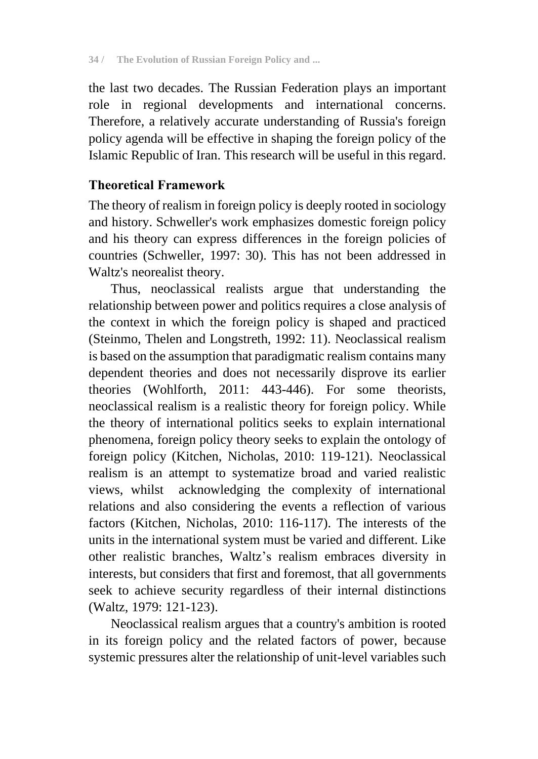the last two decades. The Russian Federation plays an important role in regional developments and international concerns. Therefore, a relatively accurate understanding of Russia's foreign policy agenda will be effective in shaping the foreign policy of the Islamic Republic of Iran. This research will be useful in this regard.

## Theoretical Framework

The theory of realism in foreign policy is deeply rooted in sociology and history. Schweller's work emphasizes domestic foreign policy and his theory can express differences in the foreign policies of countries (Schweller, 1997: 30). This has not been addressed in Waltz's neorealist theory.

Thus, neoclassical realists argue that understanding the relationship between power and politics requires a close analysis of the context in which the foreign policy is shaped and practiced (Steinmo, Thelen and Longstreth, 1992: 11). Neoclassical realism is based on the assumption that paradigmatic realism contains many dependent theories and does not necessarily disprove its earlier theories (Wohlforth, 2011: 443-446). For some theorists, neoclassical realism is a realistic theory for foreign policy. While the theory of international politics seeks to explain international phenomena, foreign policy theory seeks to explain the ontology of foreign policy (Kitchen, Nicholas, 2010: 119-121). Neoclassical realism is an attempt to systematize broad and varied realistic views, whilst acknowledging the complexity of international relations and also considering the events a reflection of various factors (Kitchen, Nicholas, 2010: 116-117). The interests of the units in the international system must be varied and different. Like other realistic branches, Waltz's realism embraces diversity in interests, but considers that first and foremost, that all governments seek to achieve security regardless of their internal distinctions (Waltz, 1979: 121-123).

Neoclassical realism argues that a country's ambition is rooted in its foreign policy and the related factors of power, because systemic pressures alter the relationship of unit-level variables such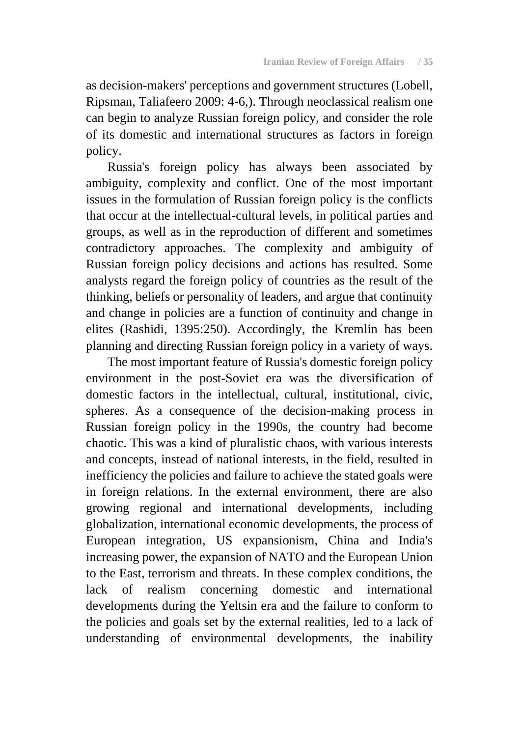as decision-makers' perceptions and government structures (Lobell, Ripsman, Taliafeero 2009: 4-6,). Through neoclassical realism one can begin to analyze Russian foreign policy, and consider the role of its domestic and international structures as factors in foreign policy.

Russia's foreign policy has always been associated by ambiguity, complexity and conflict. One of the most important issues in the formulation of Russian foreign policy is the conflicts that occur at the intellectual-cultural levels, in political parties and groups, as well as in the reproduction of different and sometimes contradictory approaches. The complexity and ambiguity of Russian foreign policy decisions and actions has resulted. Some analysts regard the foreign policy of countries as the result of the thinking, beliefs or personality of leaders, and argue that continuity and change in policies are a function of continuity and change in elites (Rashidi, 1395:250). Accordingly, the Kremlin has been planning and directing Russian foreign policy in a variety of ways.

The most important feature of Russia's domestic foreign policy environment in the post-Soviet era was the diversification of domestic factors in the intellectual, cultural, institutional, civic, spheres. As a consequence of the decision-making process in Russian foreign policy in the 1990s, the country had become chaotic. This was a kind of pluralistic chaos, with various interests and concepts, instead of national interests, in the field, resulted in inefficiency the policies and failure to achieve the stated goals were in foreign relations. In the external environment, there are also growing regional and international developments, including globalization, international economic developments, the process of European integration, US expansionism, China and India's increasing power, the expansion of NATO and the European Union to the East, terrorism and threats. In these complex conditions, the lack of realism concerning domestic and international developments during the Yeltsin era and the failure to conform to the policies and goals set by the external realities, led to a lack of understanding of environmental developments, the inability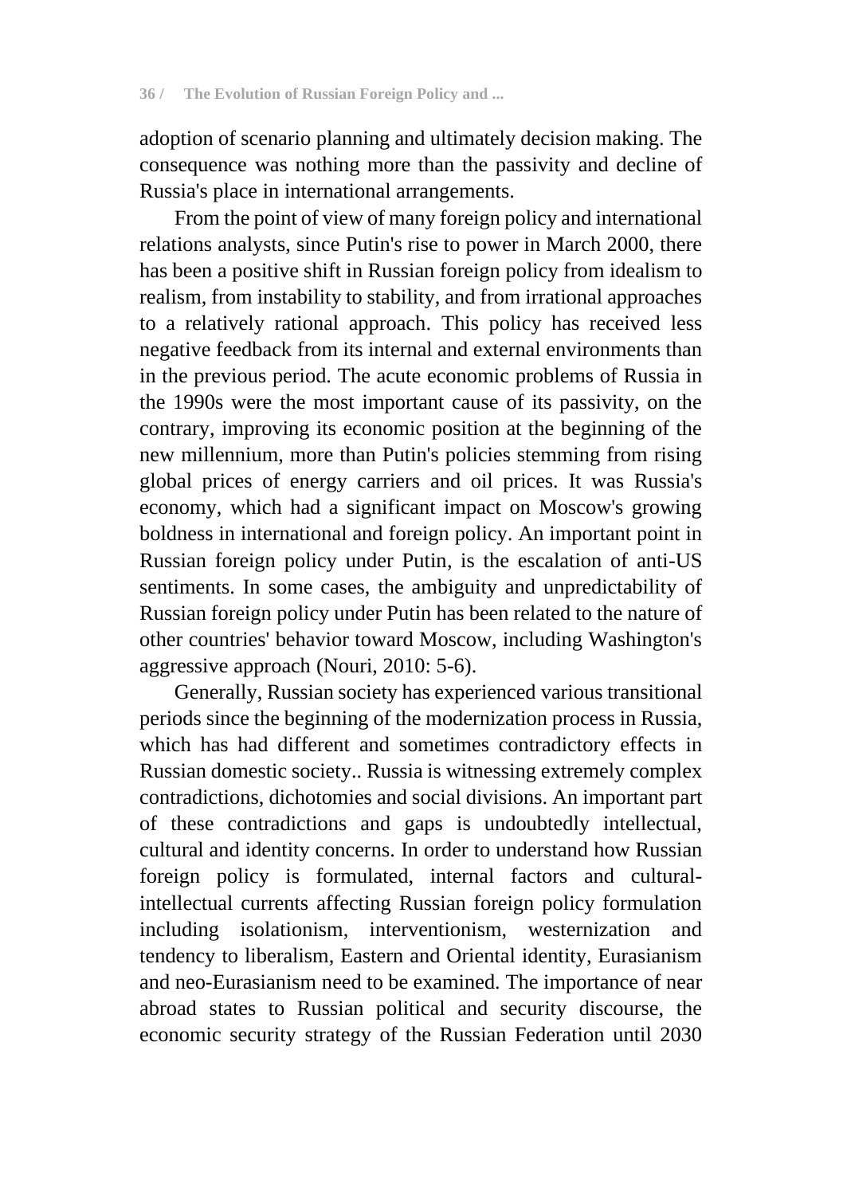adoption of scenario planning and ultimately decision making. The consequence was nothing more than the passivity and decline of Russia's place in international arrangements.

From the point of view of many foreign policy and international relations analysts, since Putin's rise to power in March 2000, there has been a positive shift in Russian foreign policy from idealism to realism, from instability to stability, and from irrational approaches to a relatively rational approach. This policy has received less negative feedback from its internal and external environments than in the previous period. The acute economic problems of Russia in the 1990s were the most important cause of its passivity, on the contrary, improving its economic position at the beginning of the new millennium, more than Putin's policies stemming from rising global prices of energy carriers and oil prices. It was Russia's economy, which had a significant impact on Moscow's growing boldness in international and foreign policy. An important point in Russian foreign policy under Putin, is the escalation of anti-US sentiments. In some cases, the ambiguity and unpredictability of Russian foreign policy under Putin has been related to the nature of other countries' behavior toward Moscow, including Washington's aggressive approach (Nouri, 2010: 5-6).

Generally, Russian society has experienced various transitional periods since the beginning of the modernization process in Russia, which has had different and sometimes contradictory effects in Russian domestic society.. Russia is witnessing extremely complex contradictions, dichotomies and social divisions. An important part of these contradictions and gaps is undoubtedly intellectual, cultural and identity concerns. In order to understand how Russian foreign policy is formulated, internal factors and cultural-intellectual currents affecting Russian foreign policy formulation including isolationism, interventionism, westernization and tendency to liberalism, Eastern and Oriental identity, Eurasianism and neo-Eurasianism need to be examined. The importance of near abroad states to Russian political and security discourse, the economic security strategy of the Russian Federation until 2030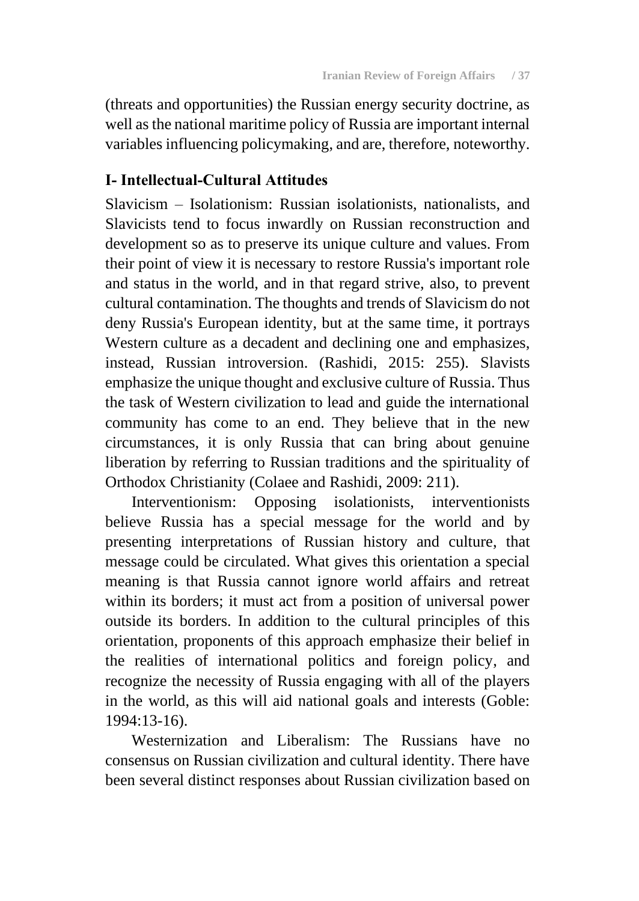(threats and opportunities) the Russian energy security doctrine, as well as the national maritime policy of Russia are important internal variables influencing policymaking, and are, therefore, noteworthy.

## I- Intellectual-Cultural Attitudes

Slavicism – Isolationism: Russian isolationists, nationalists, and Slavicists tend to focus inwardly on Russian reconstruction and development so as to preserve its unique culture and values. From their point of view it is necessary to restore Russia's important role and status in the world, and in that regard strive, also, to prevent cultural contamination. The thoughts and trends of Slavicism do not deny Russia's European identity, but at the same time, it portrays Western culture as a decadent and declining one and emphasizes, instead, Russian introversion. (Rashidi, 2015: 255). Slavists emphasize the unique thought and exclusive culture of Russia. Thus the task of Western civilization to lead and guide the international community has come to an end. They believe that in the new circumstances, it is only Russia that can bring about genuine liberation by referring to Russian traditions and the spirituality of Orthodox Christianity (Colaee and Rashidi, 2009: 211).

Interventionism: Opposing isolationists, interventionists believe Russia has a special message for the world and by presenting interpretations of Russian history and culture, that message could be circulated. What gives this orientation a special meaning is that Russia cannot ignore world affairs and retreat within its borders; it must act from a position of universal power outside its borders. In addition to the cultural principles of this orientation, proponents of this approach emphasize their belief in the realities of international politics and foreign policy, and recognize the necessity of Russia engaging with all of the players in the world, as this will aid national goals and interests (Goble: 1994:13-16).

Westernization and Liberalism: The Russians have no consensus on Russian civilization and cultural identity. There have been several distinct responses about Russian civilization based on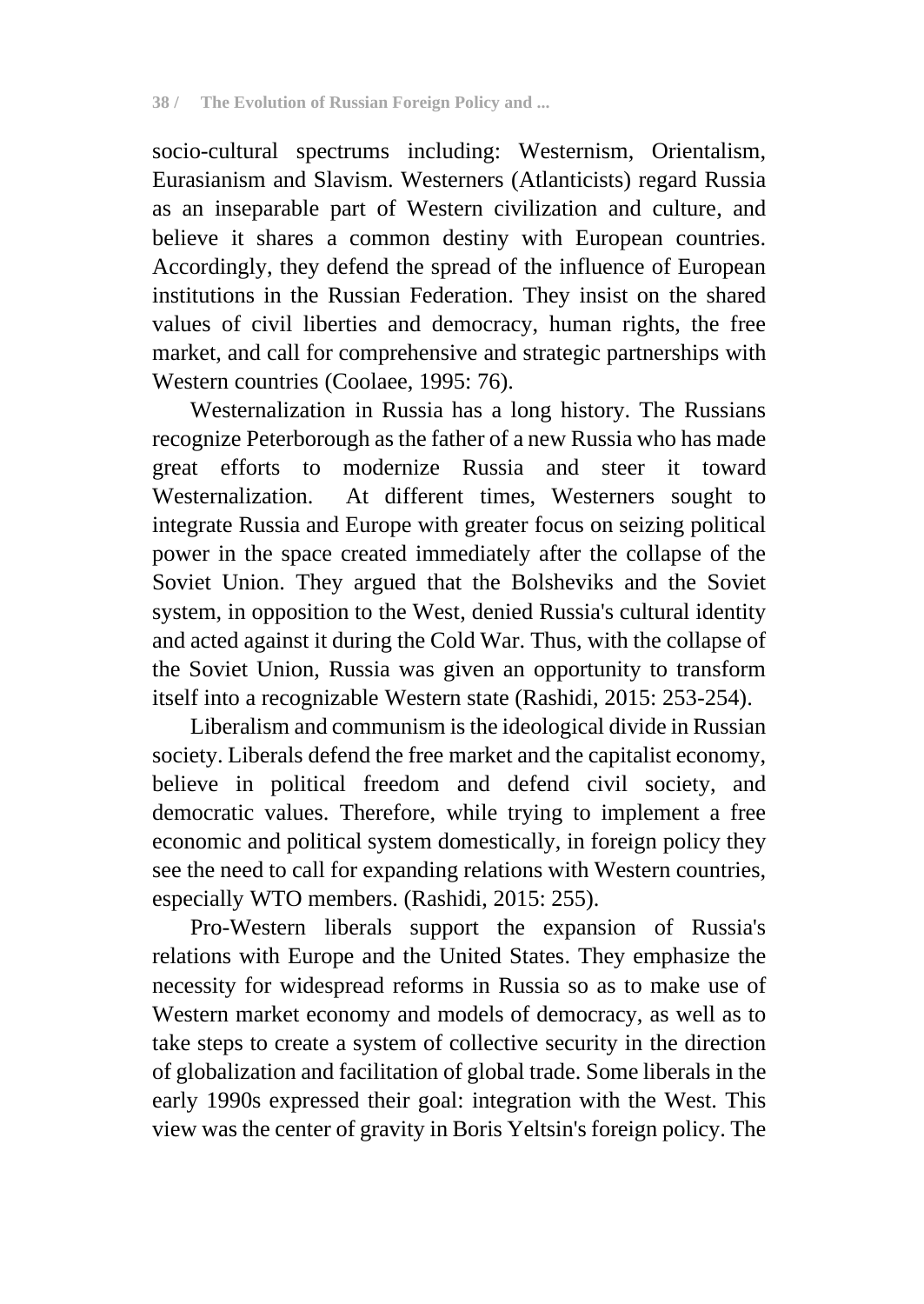socio-cultural spectrums including: Westernism, Orientalism, Eurasianism and Slavism. Westerners (Atlanticists) regard Russia as an inseparable part of Western civilization and culture, and believe it shares a common destiny with European countries. Accordingly, they defend the spread of the influence of European institutions in the Russian Federation. They insist on the shared values of civil liberties and democracy, human rights, the free market, and call for comprehensive and strategic partnerships with Western countries (Coolaee, 1995: 76).

Westernalization in Russia has a long history. The Russians recognize Peterborough as the father of a new Russia who has made great efforts to modernize Russia and steer it toward Westernalization. At different times, Westerners sought to integrate Russia and Europe with greater focus on seizing political power in the space created immediately after the collapse of the Soviet Union. They argued that the Bolsheviks and the Soviet system, in opposition to the West, denied Russia's cultural identity and acted against it during the Cold War. Thus, with the collapse of the Soviet Union, Russia was given an opportunity to transform itself into a recognizable Western state (Rashidi, 2015: 253-254).

Liberalism and communism is the ideological divide in Russian society. Liberals defend the free market and the capitalist economy, believe in political freedom and defend civil society, and democratic values. Therefore, while trying to implement a free economic and political system domestically, in foreign policy they see the need to call for expanding relations with Western countries, especially WTO members. (Rashidi, 2015: 255).

Pro-Western liberals support the expansion of Russia's relations with Europe and the United States. They emphasize the necessity for widespread reforms in Russia so as to make use of Western market economy and models of democracy, as well as to take steps to create a system of collective security in the direction of globalization and facilitation of global trade. Some liberals in the early 1990s expressed their goal: integration with the West. This view was the center of gravity in Boris Yeltsin's foreign policy. The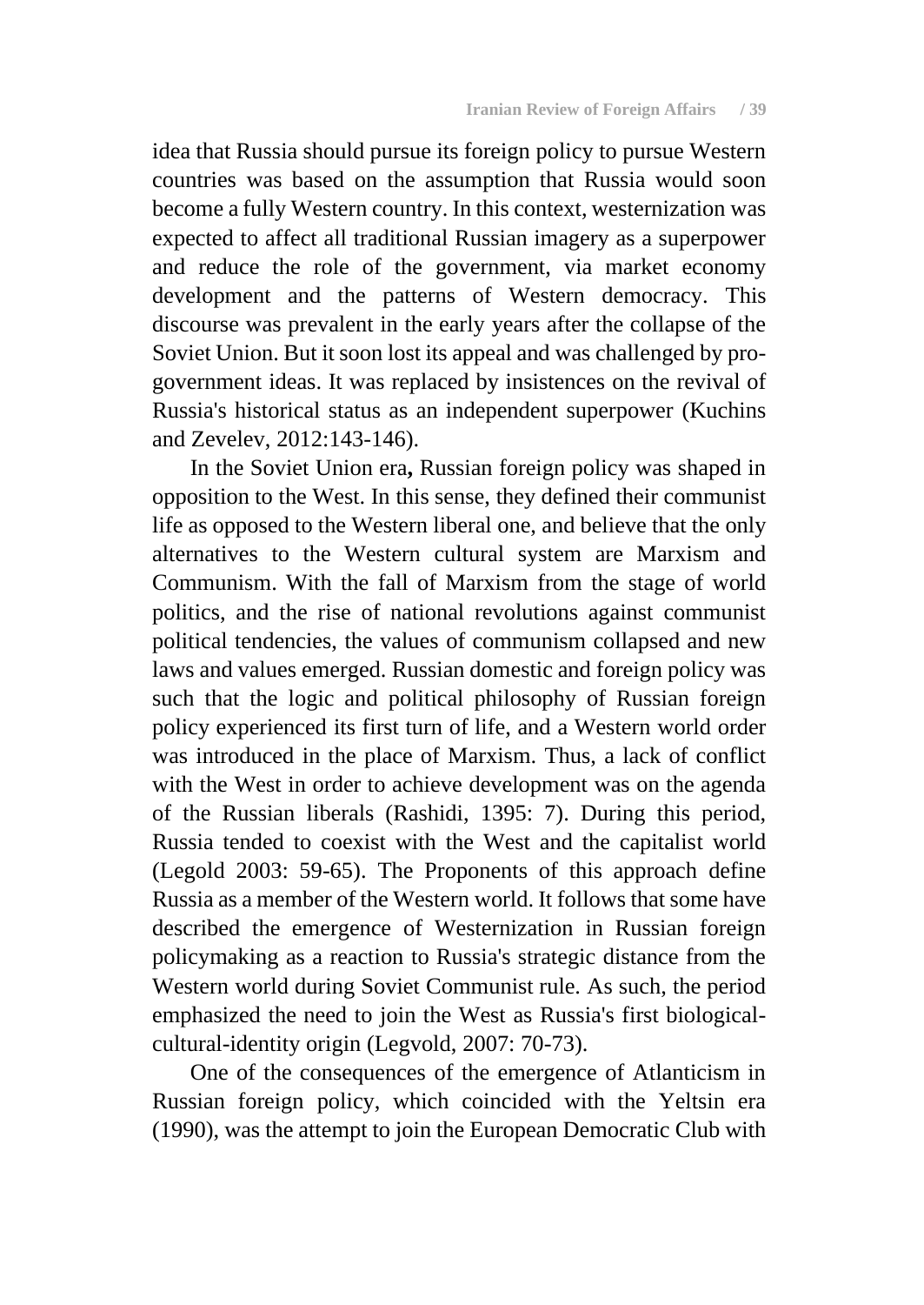idea that Russia should pursue its foreign policy to pursue Western countries was based on the assumption that Russia would soon become a fully Western country. In this context, westernization was expected to affect all traditional Russian imagery as a superpower and reduce the role of the government, via market economy development and the patterns of Western democracy. This discourse was prevalent in the early years after the collapse of the Soviet Union. But it soon lost its appeal and was challenged by pro-government ideas. It was replaced by insistences on the revival of Russia's historical status as an independent superpower (Kuchins and Zevelev, 2012:143-146).

In the Soviet Union era**,** Russian foreign policy was shaped in opposition to the West. In this sense, they defined their communist life as opposed to the Western liberal one, and believe that the only alternatives to the Western cultural system are Marxism and Communism. With the fall of Marxism from the stage of world politics, and the rise of national revolutions against communist political tendencies, the values of communism collapsed and new laws and values emerged. Russian domestic and foreign policy was such that the logic and political philosophy of Russian foreign policy experienced its first turn of life, and a Western world order was introduced in the place of Marxism. Thus, a lack of conflict with the West in order to achieve development was on the agenda of the Russian liberals (Rashidi, 1395: 7). During this period, Russia tended to coexist with the West and the capitalist world (Legold 2003: 59-65). The Proponents of this approach define Russia as a member of the Western world. It follows that some have described the emergence of Westernization in Russian foreign policymaking as a reaction to Russia's strategic distance from the Western world during Soviet Communist rule. As such, the period emphasized the need to join the West as Russia's first biological-cultural-identity origin (Legvold, 2007: 70-73).

One of the consequences of the emergence of Atlanticism in Russian foreign policy, which coincided with the Yeltsin era (1990), was the attempt to join the European Democratic Club with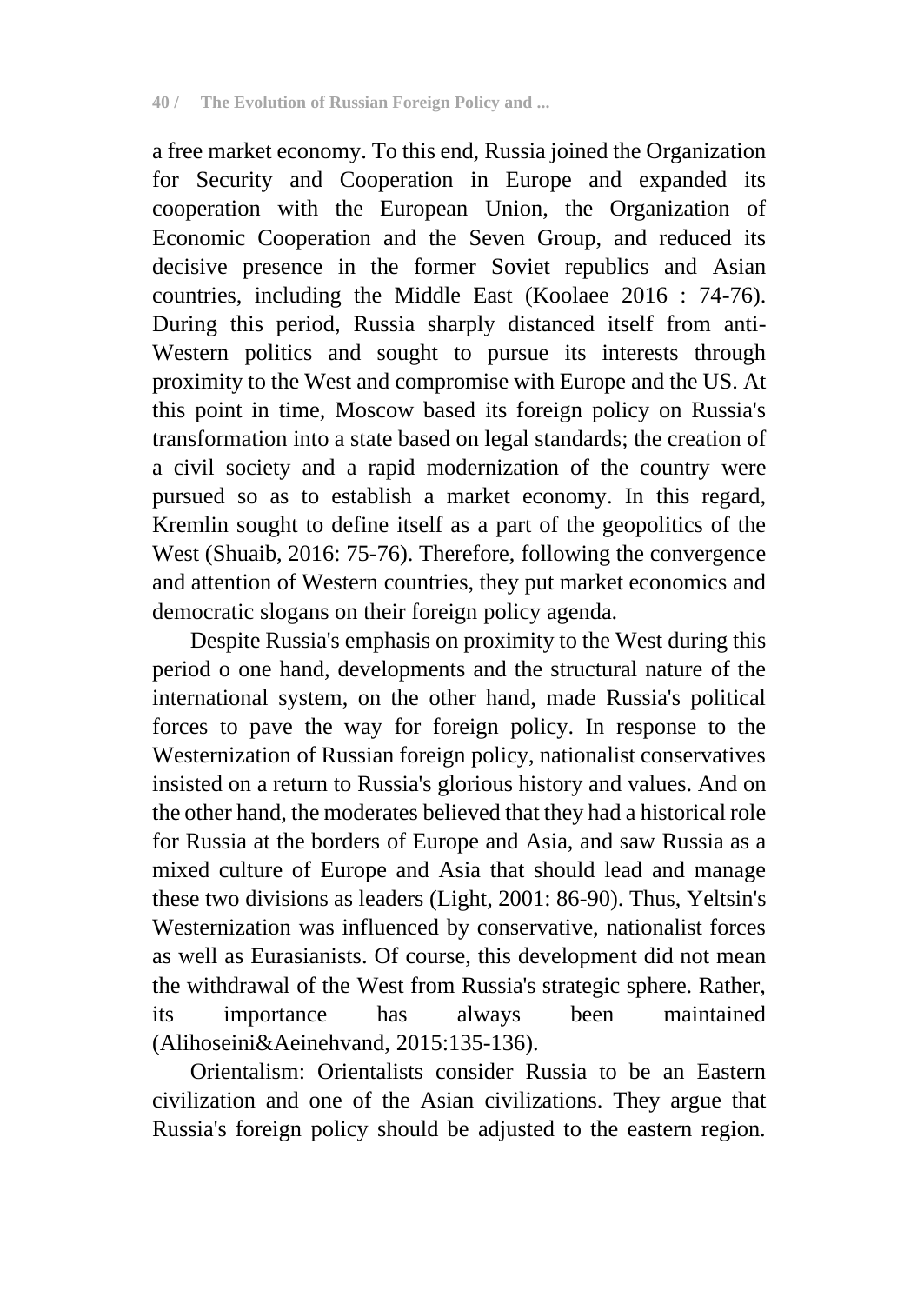a free market economy. To this end, Russia joined the Organization for Security and Cooperation in Europe and expanded its cooperation with the European Union, the Organization of Economic Cooperation and the Seven Group, and reduced its decisive presence in the former Soviet republics and Asian countries, including the Middle East (Koolaee 2016 : 74-76). During this period, Russia sharply distanced itself from anti-Western politics and sought to pursue its interests through proximity to the West and compromise with Europe and the US. At this point in time, Moscow based its foreign policy on Russia's transformation into a state based on legal standards; the creation of a civil society and a rapid modernization of the country were pursued so as to establish a market economy. In this regard, Kremlin sought to define itself as a part of the geopolitics of the West (Shuaib, 2016: 75-76). Therefore, following the convergence and attention of Western countries, they put market economics and democratic slogans on their foreign policy agenda.

Despite Russia's emphasis on proximity to the West during this period o one hand, developments and the structural nature of the international system, on the other hand, made Russia's political forces to pave the way for foreign policy. In response to the Westernization of Russian foreign policy, nationalist conservatives insisted on a return to Russia's glorious history and values. And on the other hand, the moderates believed that they had a historical role for Russia at the borders of Europe and Asia, and saw Russia as a mixed culture of Europe and Asia that should lead and manage these two divisions as leaders (Light, 2001: 86-90). Thus, Yeltsin's Westernization was influenced by conservative, nationalist forces as well as Eurasianists. Of course, this development did not mean the withdrawal of the West from Russia's strategic sphere. Rather, its importance has always been maintained (Alihoseini&Aeinehvand, 2015:135-136).

Orientalism: Orientalists consider Russia to be an Eastern civilization and one of the Asian civilizations. They argue that Russia's foreign policy should be adjusted to the eastern region.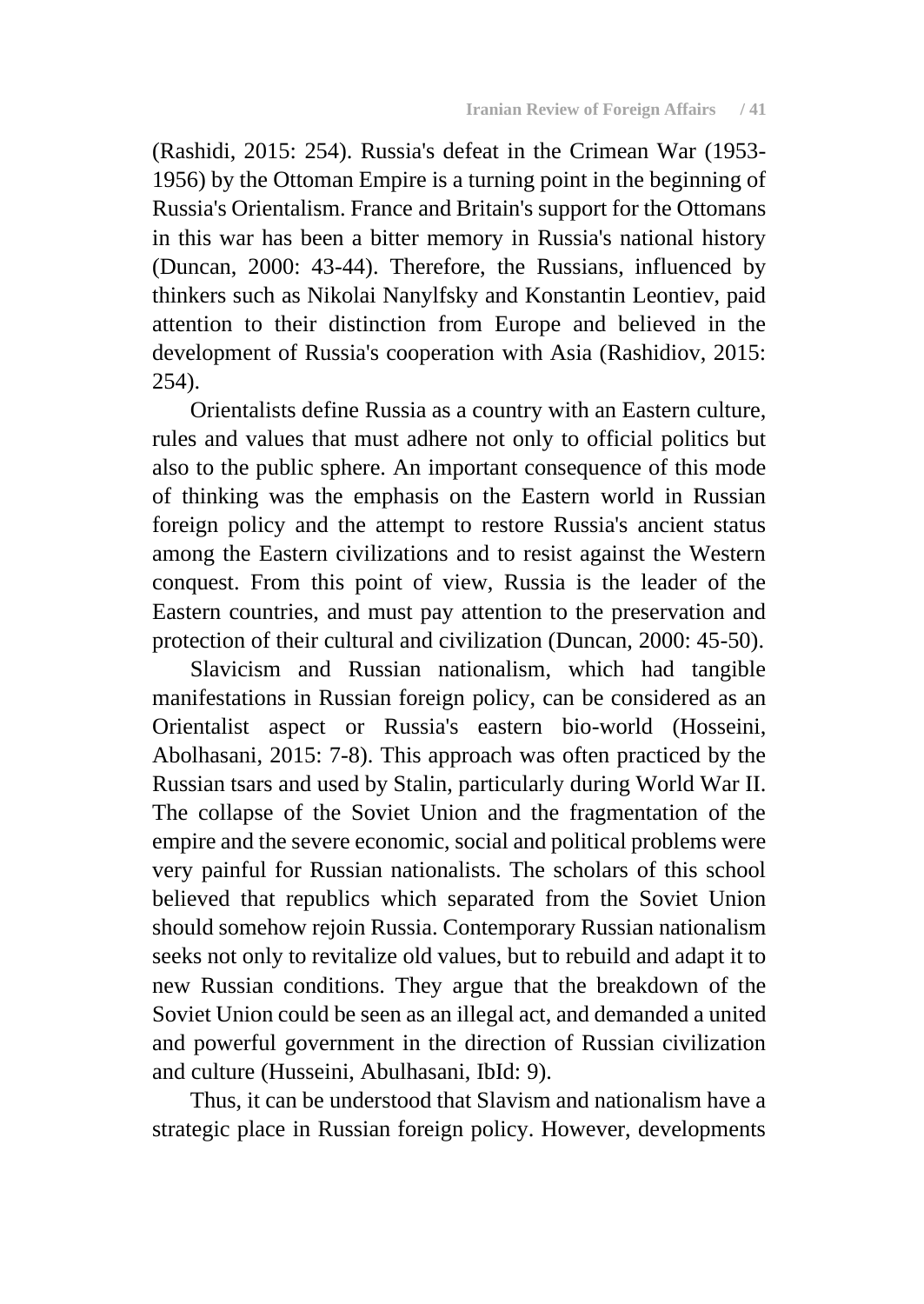(Rashidi, 2015: 254). Russia's defeat in the Crimean War (1953-1956) by the Ottoman Empire is a turning point in the beginning of Russia's Orientalism. France and Britain's support for the Ottomans in this war has been a bitter memory in Russia's national history (Duncan, 2000: 43-44). Therefore, the Russians, influenced by thinkers such as Nikolai Nanylfsky and Konstantin Leontiev, paid attention to their distinction from Europe and believed in the development of Russia's cooperation with Asia (Rashidiov, 2015: 254).

Orientalists define Russia as a country with an Eastern culture, rules and values that must adhere not only to official politics but also to the public sphere. An important consequence of this mode of thinking was the emphasis on the Eastern world in Russian foreign policy and the attempt to restore Russia's ancient status among the Eastern civilizations and to resist against the Western conquest. From this point of view, Russia is the leader of the Eastern countries, and must pay attention to the preservation and protection of their cultural and civilization (Duncan, 2000: 45-50).

Slavicism and Russian nationalism, which had tangible manifestations in Russian foreign policy, can be considered as an Orientalist aspect or Russia's eastern bio-world (Hosseini, Abolhasani, 2015: 7-8). This approach was often practiced by the Russian tsars and used by Stalin, particularly during World War II. The collapse of the Soviet Union and the fragmentation of the empire and the severe economic, social and political problems were very painful for Russian nationalists. The scholars of this school believed that republics which separated from the Soviet Union should somehow rejoin Russia. Contemporary Russian nationalism seeks not only to revitalize old values, but to rebuild and adapt it to new Russian conditions. They argue that the breakdown of the Soviet Union could be seen as an illegal act, and demanded a united and powerful government in the direction of Russian civilization and culture (Husseini, Abulhasani, IbId: 9).

Thus, it can be understood that Slavism and nationalism have a strategic place in Russian foreign policy. However, developments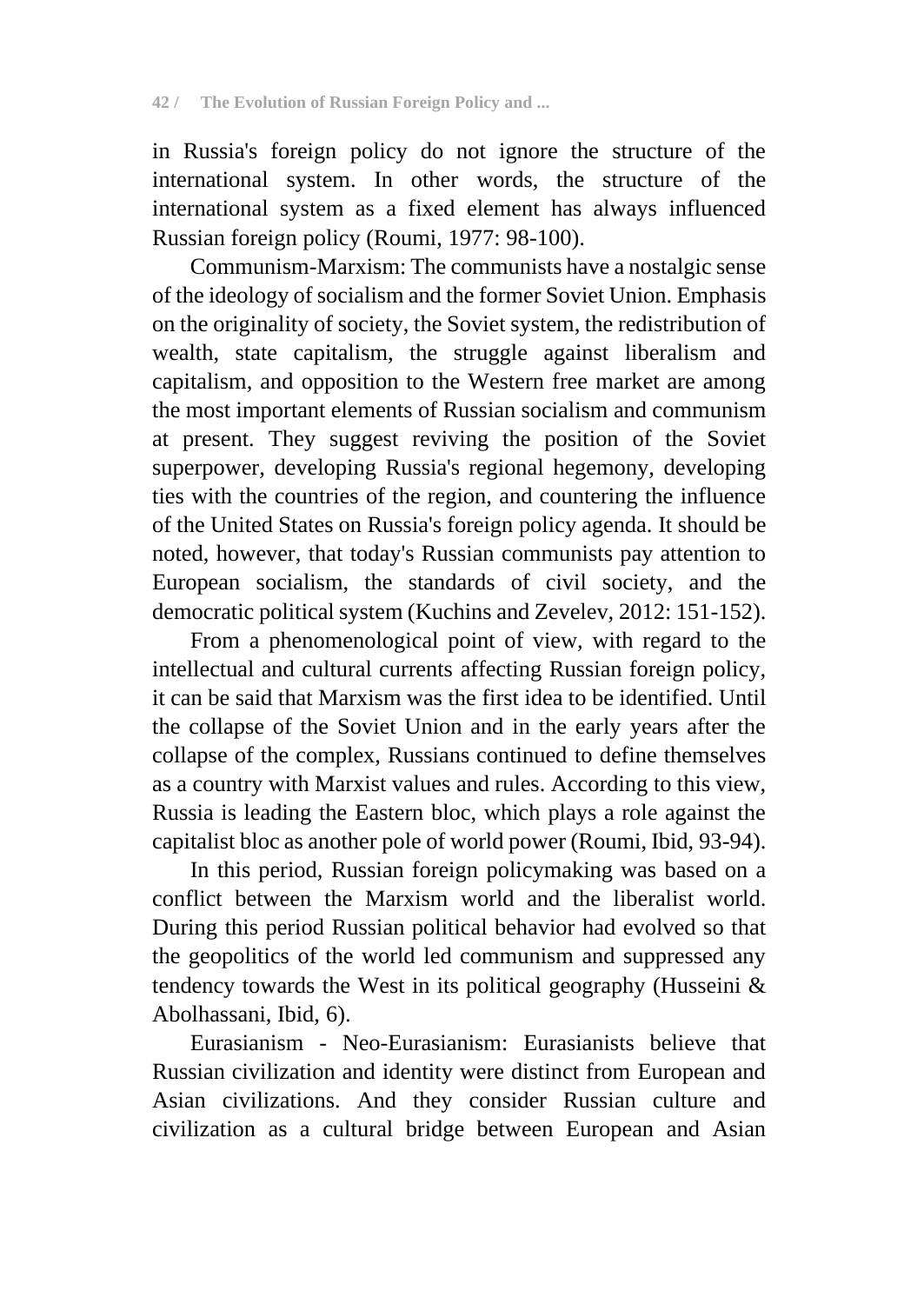in Russia's foreign policy do not ignore the structure of the international system. In other words, the structure of the international system as a fixed element has always influenced Russian foreign policy (Roumi, 1977: 98-100).

Communism-Marxism: The communists have a nostalgic sense of the ideology of socialism and the former Soviet Union. Emphasis on the originality of society, the Soviet system, the redistribution of wealth, state capitalism, the struggle against liberalism and capitalism, and opposition to the Western free market are among the most important elements of Russian socialism and communism at present. They suggest reviving the position of the Soviet superpower, developing Russia's regional hegemony, developing ties with the countries of the region, and countering the influence of the United States on Russia's foreign policy agenda. It should be noted, however, that today's Russian communists pay attention to European socialism, the standards of civil society, and the democratic political system (Kuchins and Zevelev, 2012: 151-152).

From a phenomenological point of view, with regard to the intellectual and cultural currents affecting Russian foreign policy, it can be said that Marxism was the first idea to be identified. Until the collapse of the Soviet Union and in the early years after the collapse of the complex, Russians continued to define themselves as a country with Marxist values and rules. According to this view, Russia is leading the Eastern bloc, which plays a role against the capitalist bloc as another pole of world power (Roumi, Ibid, 93-94).

In this period, Russian foreign policymaking was based on a conflict between the Marxism world and the liberalist world. During this period Russian political behavior had evolved so that the geopolitics of the world led communism and suppressed any tendency towards the West in its political geography (Husseini & Abolhassani, Ibid, 6).

Eurasianism - Neo-Eurasianism: Eurasianists believe that Russian civilization and identity were distinct from European and Asian civilizations. And they consider Russian culture and civilization as a cultural bridge between European and Asian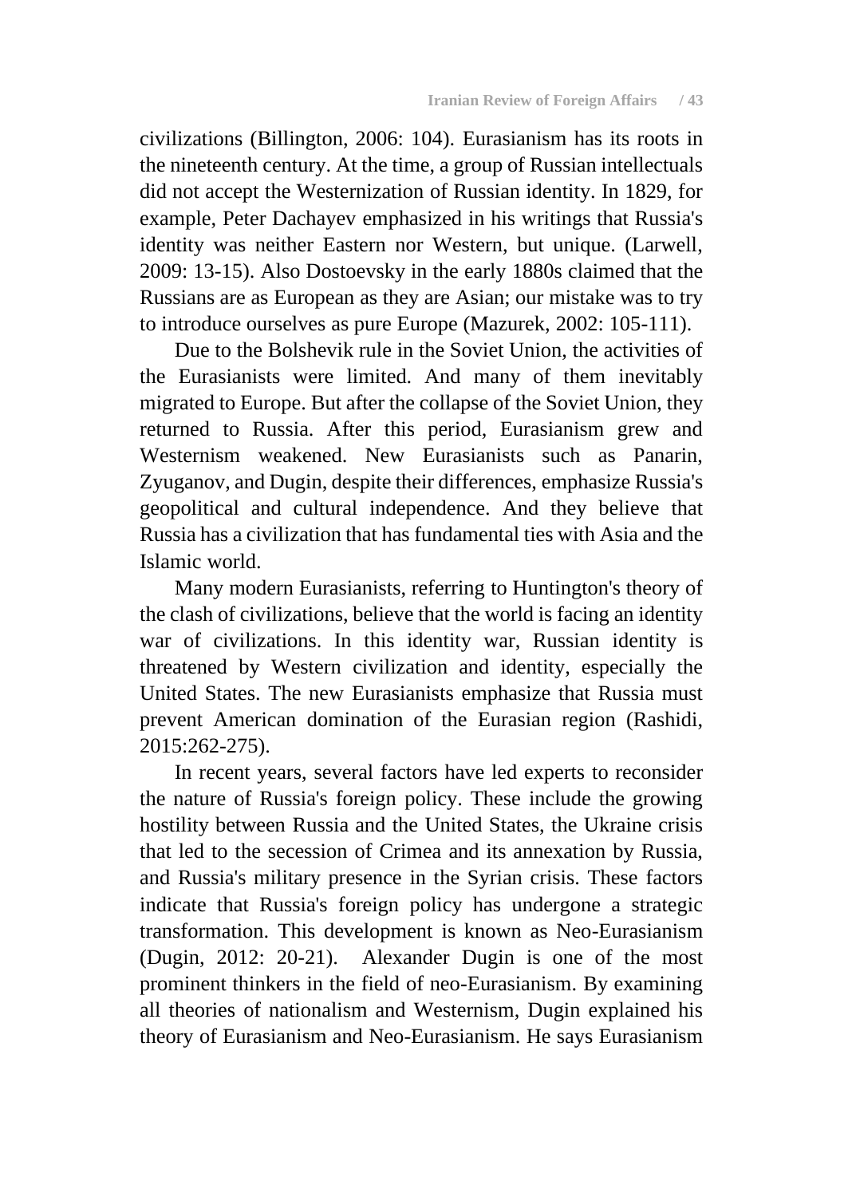civilizations (Billington, 2006: 104). Eurasianism has its roots in the nineteenth century. At the time, a group of Russian intellectuals did not accept the Westernization of Russian identity. In 1829, for example, Peter Dachayev emphasized in his writings that Russia's identity was neither Eastern nor Western, but unique. (Larwell, 2009: 13-15). Also Dostoevsky in the early 1880s claimed that the Russians are as European as they are Asian; our mistake was to try to introduce ourselves as pure Europe (Mazurek, 2002: 105-111).

Due to the Bolshevik rule in the Soviet Union, the activities of the Eurasianists were limited. And many of them inevitably migrated to Europe. But after the collapse of the Soviet Union, they returned to Russia. After this period, Eurasianism grew and Westernism weakened. New Eurasianists such as Panarin, Zyuganov, and Dugin, despite their differences, emphasize Russia's geopolitical and cultural independence. And they believe that Russia has a civilization that has fundamental ties with Asia and the Islamic world.

Many modern Eurasianists, referring to Huntington's theory of the clash of civilizations, believe that the world is facing an identity war of civilizations. In this identity war, Russian identity is threatened by Western civilization and identity, especially the United States. The new Eurasianists emphasize that Russia must prevent American domination of the Eurasian region (Rashidi, 2015:262-275).

In recent years, several factors have led experts to reconsider the nature of Russia's foreign policy. These include the growing hostility between Russia and the United States, the Ukraine crisis that led to the secession of Crimea and its annexation by Russia, and Russia's military presence in the Syrian crisis. These factors indicate that Russia's foreign policy has undergone a strategic transformation. This development is known as Neo-Eurasianism (Dugin, 2012: 20-21). Alexander Dugin is one of the most prominent thinkers in the field of neo-Eurasianism. By examining all theories of nationalism and Westernism, Dugin explained his theory of Eurasianism and Neo-Eurasianism. He says Eurasianism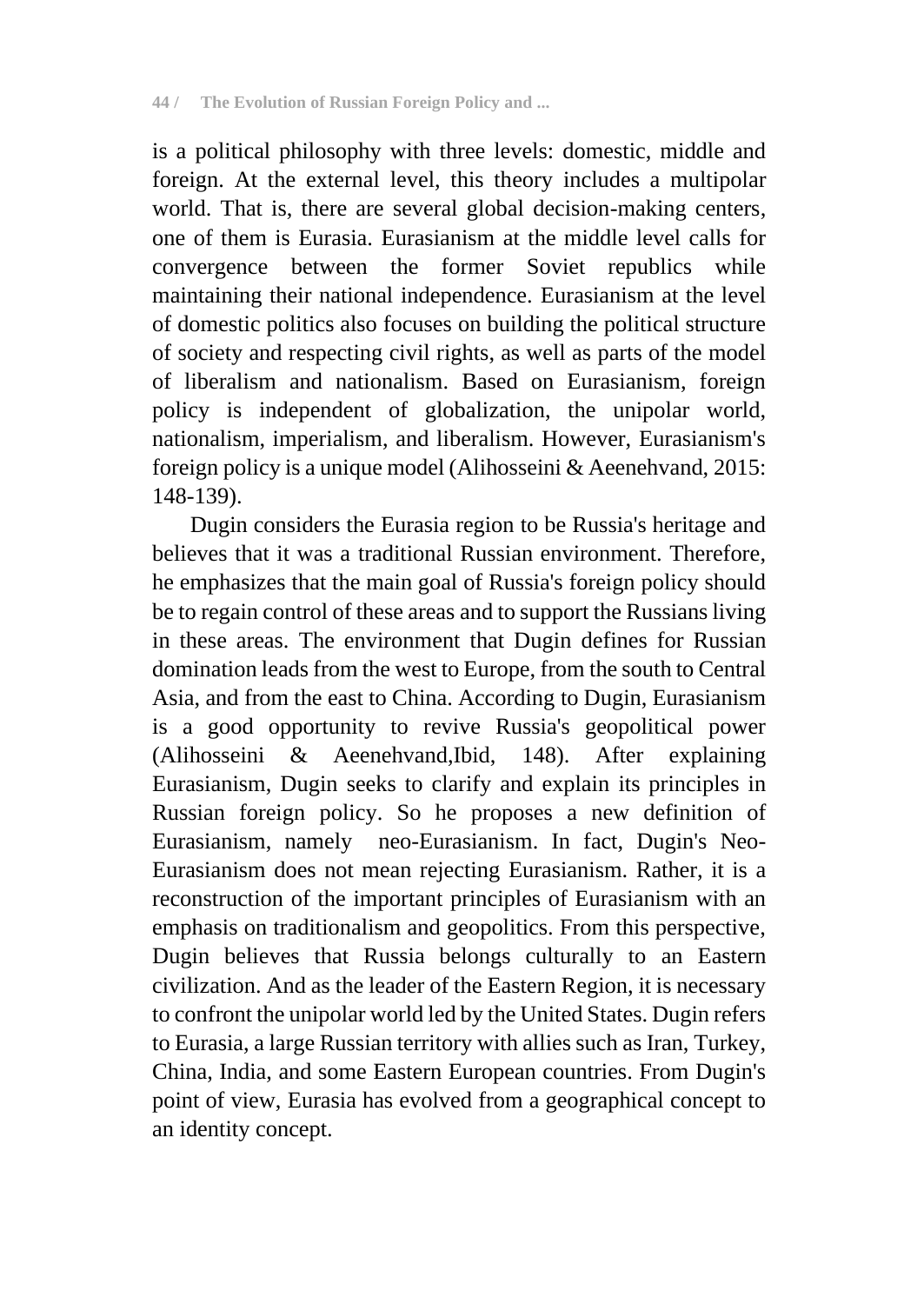is a political philosophy with three levels: domestic, middle and foreign. At the external level, this theory includes a multipolar world. That is, there are several global decision-making centers, one of them is Eurasia. Eurasianism at the middle level calls for convergence between the former Soviet republics while maintaining their national independence. Eurasianism at the level of domestic politics also focuses on building the political structure of society and respecting civil rights, as well as parts of the model of liberalism and nationalism. Based on Eurasianism, foreign policy is independent of globalization, the unipolar world, nationalism, imperialism, and liberalism. However, Eurasianism's foreign policy is a unique model (Alihosseini & Aeenehvand, 2015: 148-139).

Dugin considers the Eurasia region to be Russia's heritage and believes that it was a traditional Russian environment. Therefore, he emphasizes that the main goal of Russia's foreign policy should be to regain control of these areas and to support the Russians living in these areas. The environment that Dugin defines for Russian domination leads from the west to Europe, from the south to Central Asia, and from the east to China. According to Dugin, Eurasianism is a good opportunity to revive Russia's geopolitical power (Alihosseini & Aeenehvand,Ibid, 148). After explaining Eurasianism, Dugin seeks to clarify and explain its principles in Russian foreign policy. So he proposes a new definition of Eurasianism, namely neo-Eurasianism. In fact, Dugin's Neo-Eurasianism does not mean rejecting Eurasianism. Rather, it is a reconstruction of the important principles of Eurasianism with an emphasis on traditionalism and geopolitics. From this perspective, Dugin believes that Russia belongs culturally to an Eastern civilization. And as the leader of the Eastern Region, it is necessary to confront the unipolar world led by the United States. Dugin refers to Eurasia, a large Russian territory with allies such as Iran, Turkey, China, India, and some Eastern European countries. From Dugin's point of view, Eurasia has evolved from a geographical concept to an identity concept.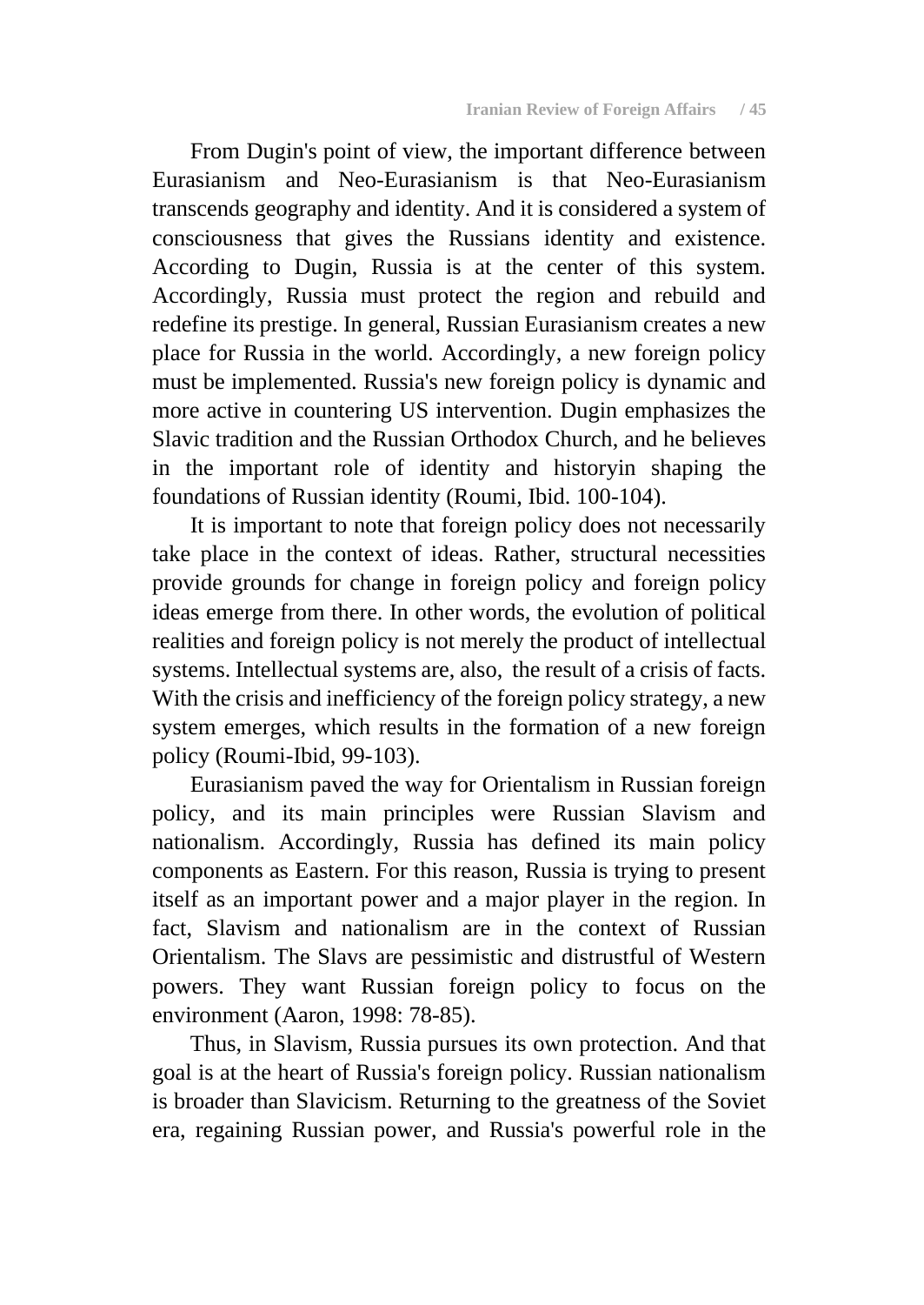From Dugin's point of view, the important difference between Eurasianism and Neo-Eurasianism is that Neo-Eurasianism transcends geography and identity. And it is considered a system of consciousness that gives the Russians identity and existence. According to Dugin, Russia is at the center of this system. Accordingly, Russia must protect the region and rebuild and redefine its prestige. In general, Russian Eurasianism creates a new place for Russia in the world. Accordingly, a new foreign policy must be implemented. Russia's new foreign policy is dynamic and more active in countering US intervention. Dugin emphasizes the Slavic tradition and the Russian Orthodox Church, and he believes in the important role of identity and historyin shaping the foundations of Russian identity (Roumi, Ibid. 100-104).

It is important to note that foreign policy does not necessarily take place in the context of ideas. Rather, structural necessities provide grounds for change in foreign policy and foreign policy ideas emerge from there. In other words, the evolution of political realities and foreign policy is not merely the product of intellectual systems. Intellectual systems are, also, the result of a crisis of facts. With the crisis and inefficiency of the foreign policy strategy, a new system emerges, which results in the formation of a new foreign policy (Roumi-Ibid, 99-103).

Eurasianism paved the way for Orientalism in Russian foreign policy, and its main principles were Russian Slavism and nationalism. Accordingly, Russia has defined its main policy components as Eastern. For this reason, Russia is trying to present itself as an important power and a major player in the region. In fact, Slavism and nationalism are in the context of Russian Orientalism. The Slavs are pessimistic and distrustful of Western powers. They want Russian foreign policy to focus on the environment (Aaron, 1998: 78-85).

Thus, in Slavism, Russia pursues its own protection. And that goal is at the heart of Russia's foreign policy. Russian nationalism is broader than Slavicism. Returning to the greatness of the Soviet era, regaining Russian power, and Russia's powerful role in the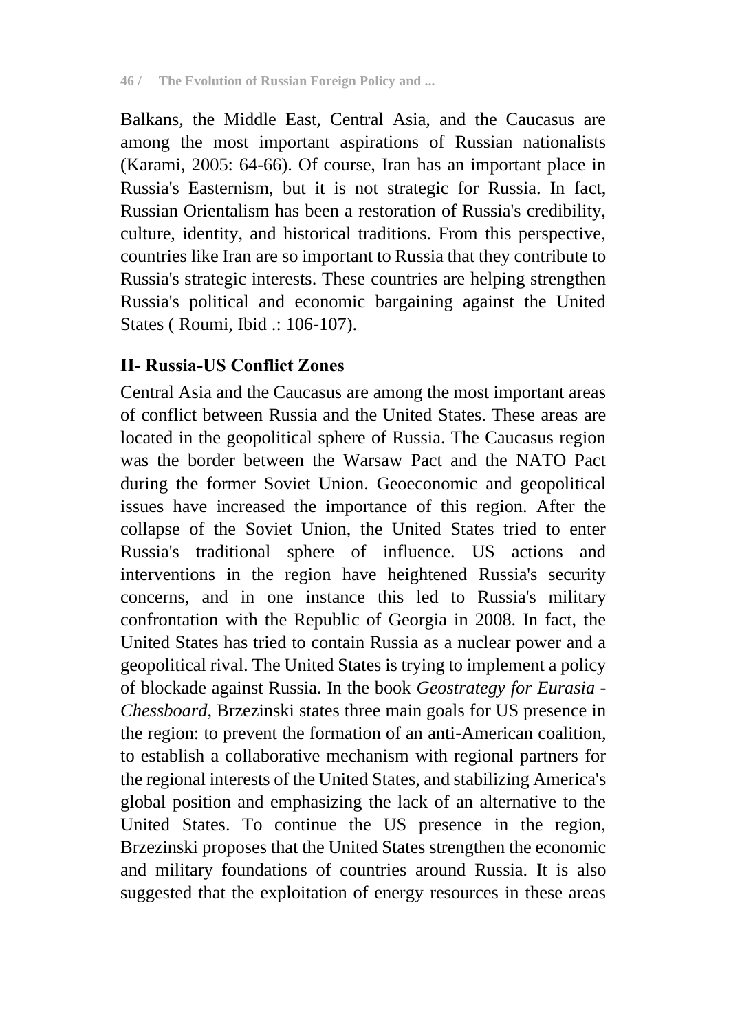Balkans, the Middle East, Central Asia, and the Caucasus are among the most important aspirations of Russian nationalists (Karami, 2005: 64-66). Of course, Iran has an important place in Russia's Easternism, but it is not strategic for Russia. In fact, Russian Orientalism has been a restoration of Russia's credibility, culture, identity, and historical traditions. From this perspective, countries like Iran are so important to Russia that they contribute to Russia's strategic interests. These countries are helping strengthen Russia's political and economic bargaining against the United States ( Roumi, Ibid .: 106-107).

## II- Russia-US Conflict Zones

Central Asia and the Caucasus are among the most important areas of conflict between Russia and the United States. These areas are located in the geopolitical sphere of Russia. The Caucasus region was the border between the Warsaw Pact and the NATO Pact during the former Soviet Union. Geoeconomic and geopolitical issues have increased the importance of this region. After the collapse of the Soviet Union, the United States tried to enter Russia's traditional sphere of influence. US actions and interventions in the region have heightened Russia's security concerns, and in one instance this led to Russia's military confrontation with the Republic of Georgia in 2008. In fact, the United States has tried to contain Russia as a nuclear power and a geopolitical rival. The United States is trying to implement a policy of blockade against Russia. In the book *Geostrategy for Eurasia - Chessboard*, Brzezinski states three main goals for US presence in the region: to prevent the formation of an anti-American coalition, to establish a collaborative mechanism with regional partners for the regional interests of the United States, and stabilizing America's global position and emphasizing the lack of an alternative to the United States. To continue the US presence in the region, Brzezinski proposes that the United States strengthen the economic and military foundations of countries around Russia. It is also suggested that the exploitation of energy resources in these areas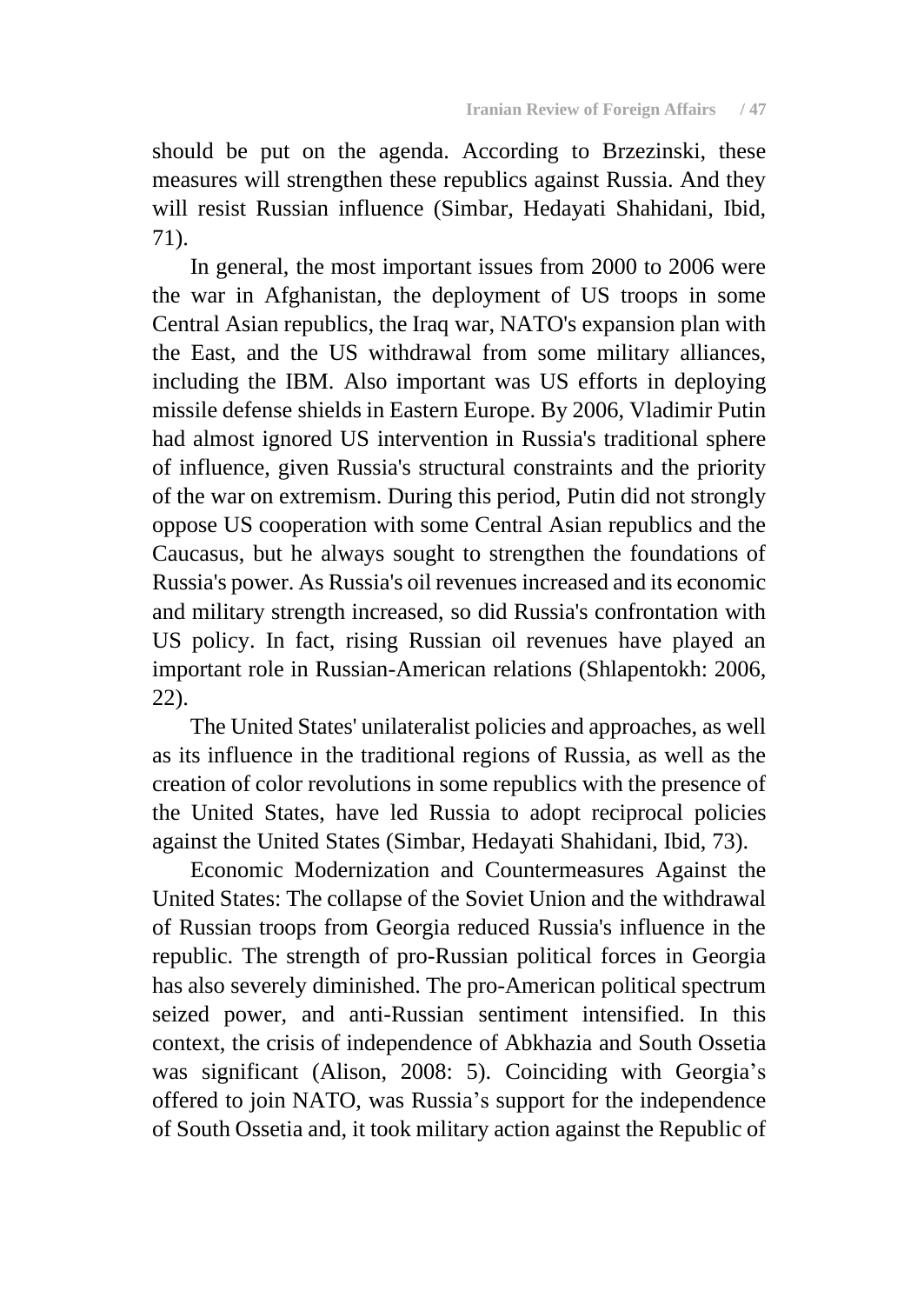should be put on the agenda. According to Brzezinski, these measures will strengthen these republics against Russia. And they will resist Russian influence (Simbar, Hedayati Shahidani, Ibid, 71).

In general, the most important issues from 2000 to 2006 were the war in Afghanistan, the deployment of US troops in some Central Asian republics, the Iraq war, NATO's expansion plan with the East, and the US withdrawal from some military alliances, including the IBM. Also important was US efforts in deploying missile defense shields in Eastern Europe. By 2006, Vladimir Putin had almost ignored US intervention in Russia's traditional sphere of influence, given Russia's structural constraints and the priority of the war on extremism. During this period, Putin did not strongly oppose US cooperation with some Central Asian republics and the Caucasus, but he always sought to strengthen the foundations of Russia's power. As Russia's oil revenues increased and its economic and military strength increased, so did Russia's confrontation with US policy. In fact, rising Russian oil revenues have played an important role in Russian-American relations (Shlapentokh: 2006, 22).

The United States' unilateralist policies and approaches, as well as its influence in the traditional regions of Russia, as well as the creation of color revolutions in some republics with the presence of the United States, have led Russia to adopt reciprocal policies against the United States (Simbar, Hedayati Shahidani, Ibid, 73).

Economic Modernization and Countermeasures Against the United States: The collapse of the Soviet Union and the withdrawal of Russian troops from Georgia reduced Russia's influence in the republic. The strength of pro-Russian political forces in Georgia has also severely diminished. The pro-American political spectrum seized power, and anti-Russian sentiment intensified. In this context, the crisis of independence of Abkhazia and South Ossetia was significant (Alison, 2008: 5). Coinciding with Georgia's offered to join NATO, was Russia's support for the independence of South Ossetia and, it took military action against the Republic of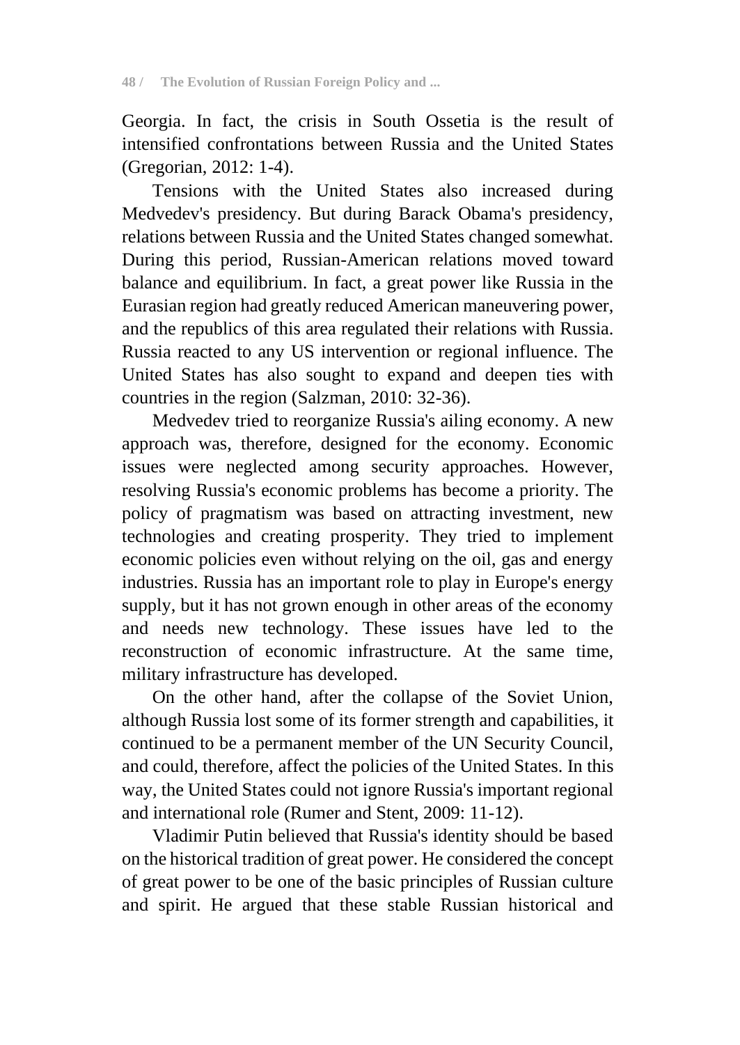Georgia. In fact, the crisis in South Ossetia is the result of intensified confrontations between Russia and the United States (Gregorian, 2012: 1-4).

Tensions with the United States also increased during Medvedev's presidency. But during Barack Obama's presidency, relations between Russia and the United States changed somewhat. During this period, Russian-American relations moved toward balance and equilibrium. In fact, a great power like Russia in the Eurasian region had greatly reduced American maneuvering power, and the republics of this area regulated their relations with Russia. Russia reacted to any US intervention or regional influence. The United States has also sought to expand and deepen ties with countries in the region (Salzman, 2010: 32-36).

Medvedev tried to reorganize Russia's ailing economy. A new approach was, therefore, designed for the economy. Economic issues were neglected among security approaches. However, resolving Russia's economic problems has become a priority. The policy of pragmatism was based on attracting investment, new technologies and creating prosperity. They tried to implement economic policies even without relying on the oil, gas and energy industries. Russia has an important role to play in Europe's energy supply, but it has not grown enough in other areas of the economy and needs new technology. These issues have led to the reconstruction of economic infrastructure. At the same time, military infrastructure has developed.

On the other hand, after the collapse of the Soviet Union, although Russia lost some of its former strength and capabilities, it continued to be a permanent member of the UN Security Council, and could, therefore, affect the policies of the United States. In this way, the United States could not ignore Russia's important regional and international role (Rumer and Stent, 2009: 11-12).

Vladimir Putin believed that Russia's identity should be based on the historical tradition of great power. He considered the concept of great power to be one of the basic principles of Russian culture and spirit. He argued that these stable Russian historical and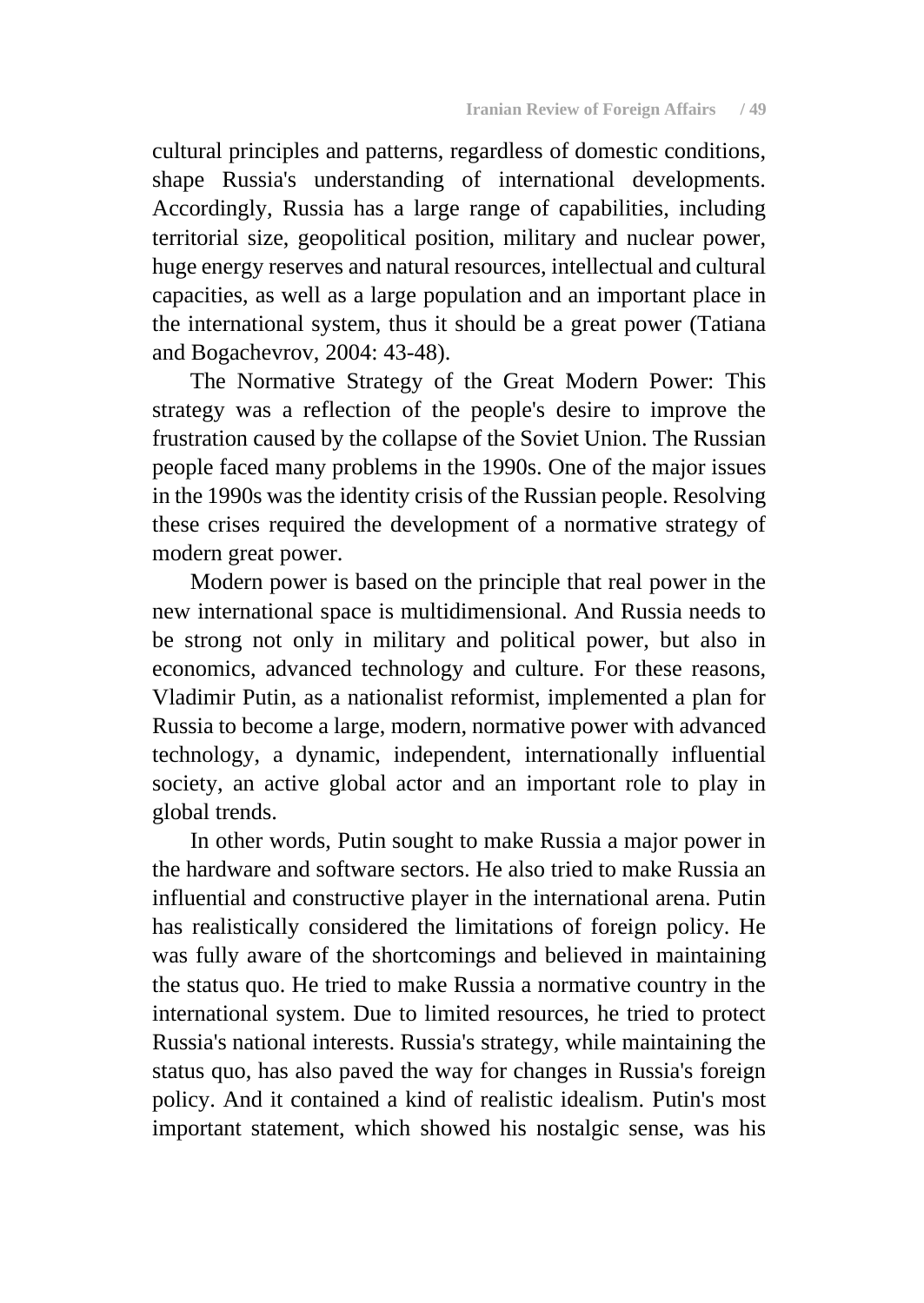cultural principles and patterns, regardless of domestic conditions, shape Russia's understanding of international developments. Accordingly, Russia has a large range of capabilities, including territorial size, geopolitical position, military and nuclear power, huge energy reserves and natural resources, intellectual and cultural capacities, as well as a large population and an important place in the international system, thus it should be a great power (Tatiana and Bogachevrov, 2004: 43-48).

The Normative Strategy of the Great Modern Power: This strategy was a reflection of the people's desire to improve the frustration caused by the collapse of the Soviet Union. The Russian people faced many problems in the 1990s. One of the major issues in the 1990s was the identity crisis of the Russian people. Resolving these crises required the development of a normative strategy of modern great power.

Modern power is based on the principle that real power in the new international space is multidimensional. And Russia needs to be strong not only in military and political power, but also in economics, advanced technology and culture. For these reasons, Vladimir Putin, as a nationalist reformist, implemented a plan for Russia to become a large, modern, normative power with advanced technology, a dynamic, independent, internationally influential society, an active global actor and an important role to play in global trends.

In other words, Putin sought to make Russia a major power in the hardware and software sectors. He also tried to make Russia an influential and constructive player in the international arena. Putin has realistically considered the limitations of foreign policy. He was fully aware of the shortcomings and believed in maintaining the status quo. He tried to make Russia a normative country in the international system. Due to limited resources, he tried to protect Russia's national interests. Russia's strategy, while maintaining the status quo, has also paved the way for changes in Russia's foreign policy. And it contained a kind of realistic idealism. Putin's most important statement, which showed his nostalgic sense, was his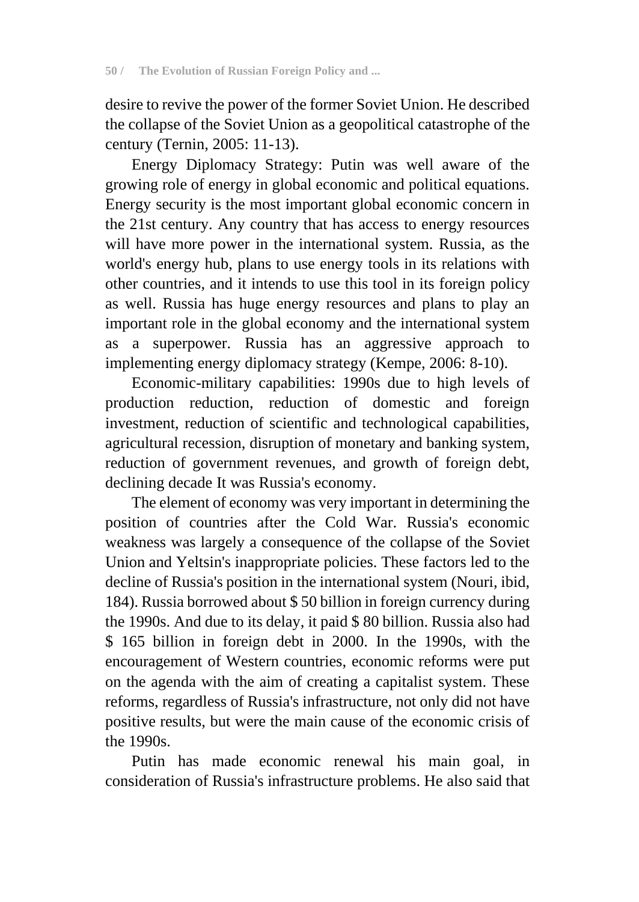desire to revive the power of the former Soviet Union. He described the collapse of the Soviet Union as a geopolitical catastrophe of the century (Ternin, 2005: 11-13).

Energy Diplomacy Strategy: Putin was well aware of the growing role of energy in global economic and political equations. Energy security is the most important global economic concern in the 21st century. Any country that has access to energy resources will have more power in the international system. Russia, as the world's energy hub, plans to use energy tools in its relations with other countries, and it intends to use this tool in its foreign policy as well. Russia has huge energy resources and plans to play an important role in the global economy and the international system as a superpower. Russia has an aggressive approach to implementing energy diplomacy strategy (Kempe, 2006: 8-10).

Economic-military capabilities: 1990s due to high levels of production reduction, reduction of domestic and foreign investment, reduction of scientific and technological capabilities, agricultural recession, disruption of monetary and banking system, reduction of government revenues, and growth of foreign debt, declining decade It was Russia's economy.

The element of economy was very important in determining the position of countries after the Cold War. Russia's economic weakness was largely a consequence of the collapse of the Soviet Union and Yeltsin's inappropriate policies. These factors led to the decline of Russia's position in the international system (Nouri, ibid, 184). Russia borrowed about $ 50 billion in foreign currency during the 1990s. And due to its delay, it paid $ 80 billion. Russia also had $ 165 billion in foreign debt in 2000. In the 1990s, with the encouragement of Western countries, economic reforms were put on the agenda with the aim of creating a capitalist system. These reforms, regardless of Russia's infrastructure, not only did not have positive results, but were the main cause of the economic crisis of the 1990s.

Putin has made economic renewal his main goal, in consideration of Russia's infrastructure problems. He also said that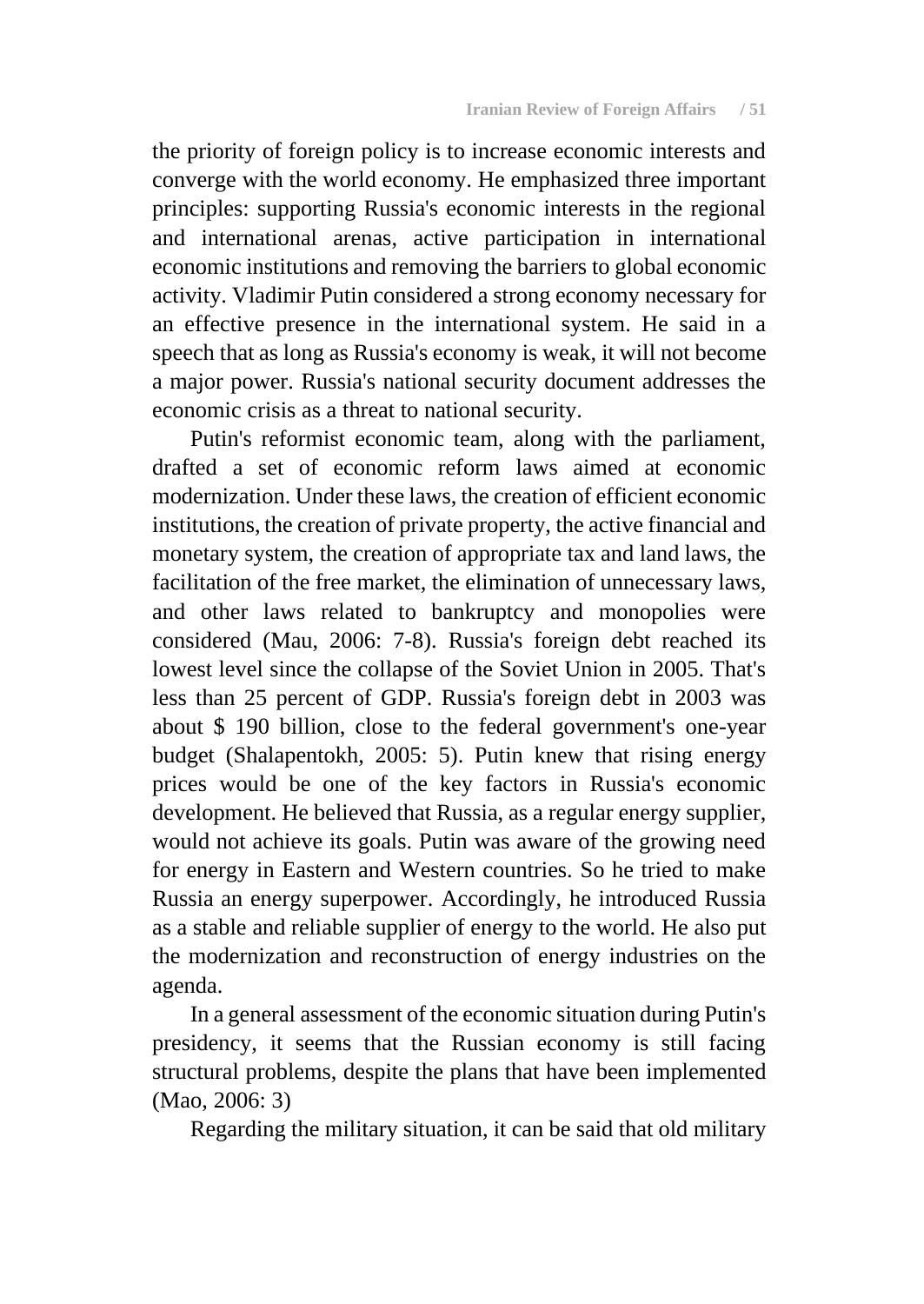the priority of foreign policy is to increase economic interests and converge with the world economy. He emphasized three important principles: supporting Russia's economic interests in the regional and international arenas, active participation in international economic institutions and removing the barriers to global economic activity. Vladimir Putin considered a strong economy necessary for an effective presence in the international system. He said in a speech that as long as Russia's economy is weak, it will not become a major power. Russia's national security document addresses the economic crisis as a threat to national security.

Putin's reformist economic team, along with the parliament, drafted a set of economic reform laws aimed at economic modernization. Under these laws, the creation of efficient economic institutions, the creation of private property, the active financial and monetary system, the creation of appropriate tax and land laws, the facilitation of the free market, the elimination of unnecessary laws, and other laws related to bankruptcy and monopolies were considered (Mau, 2006: 7-8). Russia's foreign debt reached its lowest level since the collapse of the Soviet Union in 2005. That's less than 25 percent of GDP. Russia's foreign debt in 2003 was about $ 190 billion, close to the federal government's one-year budget (Shalapentokh, 2005: 5). Putin knew that rising energy prices would be one of the key factors in Russia's economic development. He believed that Russia, as a regular energy supplier, would not achieve its goals. Putin was aware of the growing need for energy in Eastern and Western countries. So he tried to make Russia an energy superpower. Accordingly, he introduced Russia as a stable and reliable supplier of energy to the world. He also put the modernization and reconstruction of energy industries on the agenda.

In a general assessment of the economic situation during Putin's presidency, it seems that the Russian economy is still facing structural problems, despite the plans that have been implemented (Mao, 2006: 3)

Regarding the military situation, it can be said that old military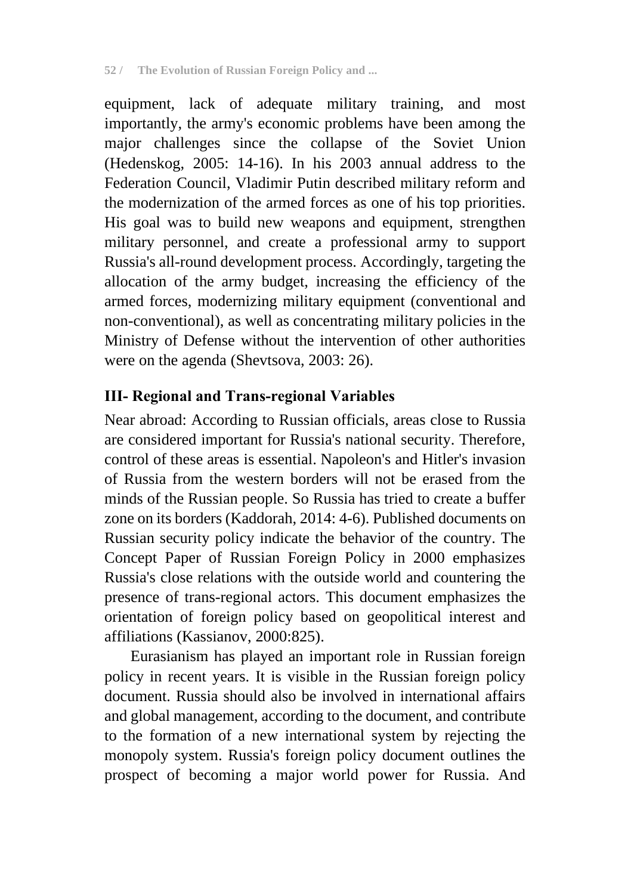equipment, lack of adequate military training, and most importantly, the army's economic problems have been among the major challenges since the collapse of the Soviet Union (Hedenskog, 2005: 14-16). In his 2003 annual address to the Federation Council, Vladimir Putin described military reform and the modernization of the armed forces as one of his top priorities. His goal was to build new weapons and equipment, strengthen military personnel, and create a professional army to support Russia's all-round development process. Accordingly, targeting the allocation of the army budget, increasing the efficiency of the armed forces, modernizing military equipment (conventional and non-conventional), as well as concentrating military policies in the Ministry of Defense without the intervention of other authorities were on the agenda (Shevtsova, 2003: 26).

### III- Regional and Trans-regional Variables

Near abroad: According to Russian officials, areas close to Russia are considered important for Russia's national security. Therefore, control of these areas is essential. Napoleon's and Hitler's invasion of Russia from the western borders will not be erased from the minds of the Russian people. So Russia has tried to create a buffer zone on its borders (Kaddorah, 2014: 4-6). Published documents on Russian security policy indicate the behavior of the country. The Concept Paper of Russian Foreign Policy in 2000 emphasizes Russia's close relations with the outside world and countering the presence of trans-regional actors. This document emphasizes the orientation of foreign policy based on geopolitical interest and affiliations (Kassianov, 2000:825).

Eurasianism has played an important role in Russian foreign policy in recent years. It is visible in the Russian foreign policy document. Russia should also be involved in international affairs and global management, according to the document, and contribute to the formation of a new international system by rejecting the monopoly system. Russia's foreign policy document outlines the prospect of becoming a major world power for Russia. And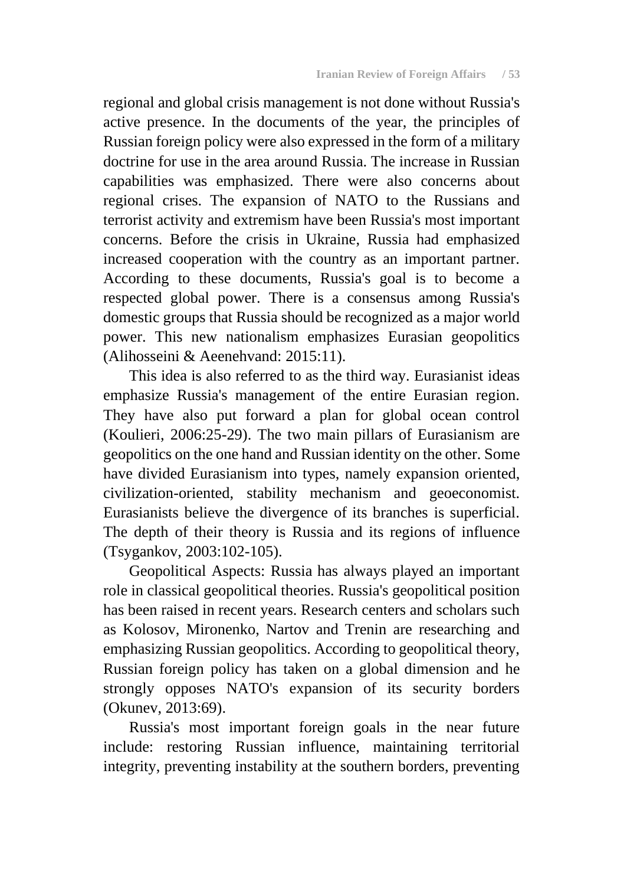regional and global crisis management is not done without Russia's active presence. In the documents of the year, the principles of Russian foreign policy were also expressed in the form of a military doctrine for use in the area around Russia. The increase in Russian capabilities was emphasized. There were also concerns about regional crises. The expansion of NATO to the Russians and terrorist activity and extremism have been Russia's most important concerns. Before the crisis in Ukraine, Russia had emphasized increased cooperation with the country as an important partner. According to these documents, Russia's goal is to become a respected global power. There is a consensus among Russia's domestic groups that Russia should be recognized as a major world power. This new nationalism emphasizes Eurasian geopolitics (Alihosseini & Aeenehvand: 2015:11).

This idea is also referred to as the third way. Eurasianist ideas emphasize Russia's management of the entire Eurasian region. They have also put forward a plan for global ocean control (Koulieri, 2006:25-29). The two main pillars of Eurasianism are geopolitics on the one hand and Russian identity on the other. Some have divided Eurasianism into types, namely expansion oriented, civilization-oriented, stability mechanism and geoeconomist. Eurasianists believe the divergence of its branches is superficial. The depth of their theory is Russia and its regions of influence (Tsygankov, 2003:102-105).

Geopolitical Aspects: Russia has always played an important role in classical geopolitical theories. Russia's geopolitical position has been raised in recent years. Research centers and scholars such as Kolosov, Mironenko, Nartov and Trenin are researching and emphasizing Russian geopolitics. According to geopolitical theory, Russian foreign policy has taken on a global dimension and he strongly opposes NATO's expansion of its security borders (Okunev, 2013:69).

Russia's most important foreign goals in the near future include: restoring Russian influence, maintaining territorial integrity, preventing instability at the southern borders, preventing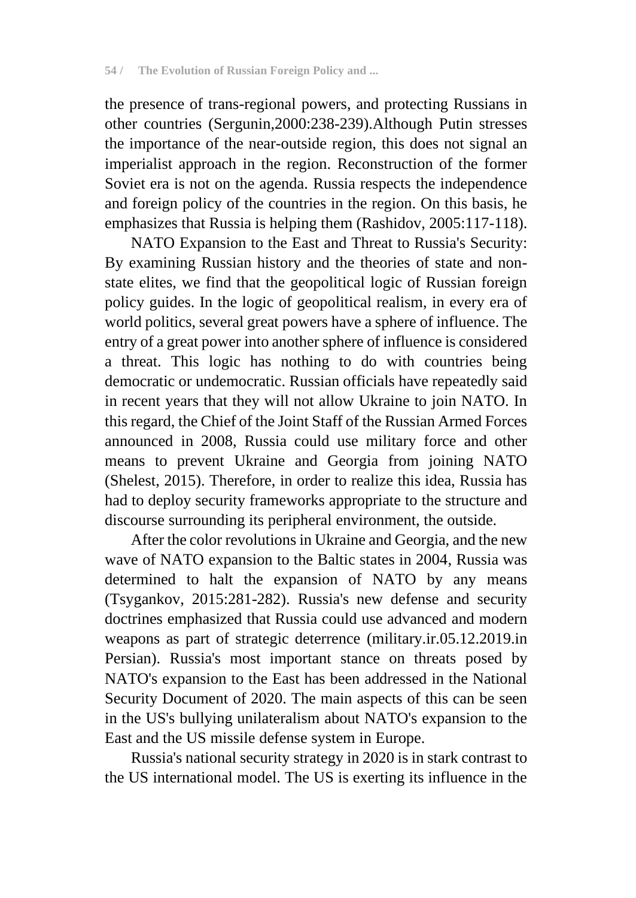the presence of trans-regional powers, and protecting Russians in other countries (Sergunin,2000:238-239).Although Putin stresses the importance of the near-outside region, this does not signal an imperialist approach in the region. Reconstruction of the former Soviet era is not on the agenda. Russia respects the independence and foreign policy of the countries in the region. On this basis, he emphasizes that Russia is helping them (Rashidov, 2005:117-118).

NATO Expansion to the East and Threat to Russia's Security: By examining Russian history and the theories of state and non-state elites, we find that the geopolitical logic of Russian foreign policy guides. In the logic of geopolitical realism, in every era of world politics, several great powers have a sphere of influence. The entry of a great power into another sphere of influence is considered a threat. This logic has nothing to do with countries being democratic or undemocratic. Russian officials have repeatedly said in recent years that they will not allow Ukraine to join NATO. In this regard, the Chief of the Joint Staff of the Russian Armed Forces announced in 2008, Russia could use military force and other means to prevent Ukraine and Georgia from joining NATO (Shelest, 2015). Therefore, in order to realize this idea, Russia has had to deploy security frameworks appropriate to the structure and discourse surrounding its peripheral environment, the outside.

After the color revolutions in Ukraine and Georgia, and the new wave of NATO expansion to the Baltic states in 2004, Russia was determined to halt the expansion of NATO by any means (Tsygankov, 2015:281-282). Russia's new defense and security doctrines emphasized that Russia could use advanced and modern weapons as part of strategic deterrence (military.ir.05.12.2019.in Persian). Russia's most important stance on threats posed by NATO's expansion to the East has been addressed in the National Security Document of 2020. The main aspects of this can be seen in the US's bullying unilateralism about NATO's expansion to the East and the US missile defense system in Europe.

Russia's national security strategy in 2020 is in stark contrast to the US international model. The US is exerting its influence in the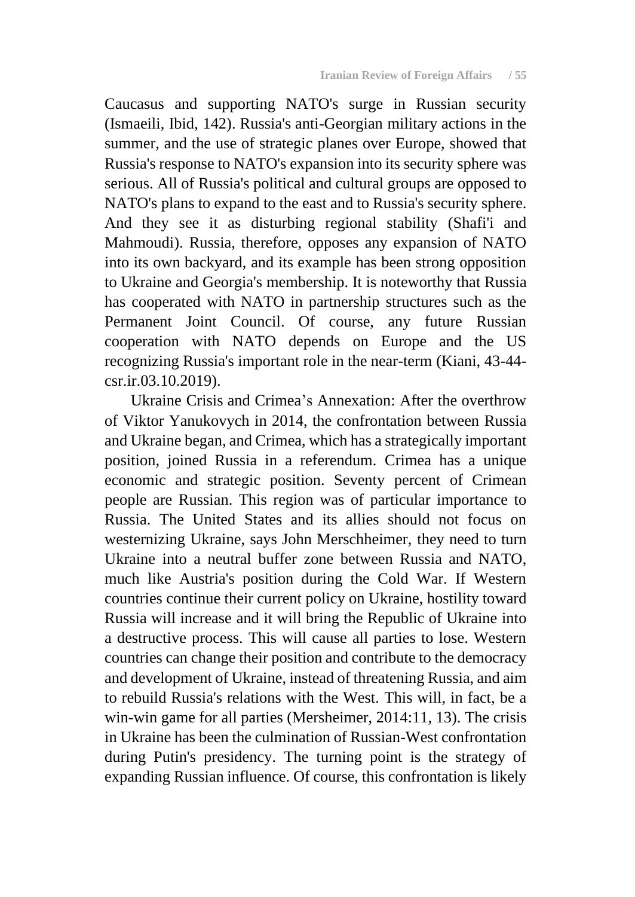Caucasus and supporting NATO's surge in Russian security (Ismaeili, Ibid, 142). Russia's anti-Georgian military actions in the summer, and the use of strategic planes over Europe, showed that Russia's response to NATO's expansion into its security sphere was serious. All of Russia's political and cultural groups are opposed to NATO's plans to expand to the east and to Russia's security sphere. And they see it as disturbing regional stability (Shafi'i and Mahmoudi). Russia, therefore, opposes any expansion of NATO into its own backyard, and its example has been strong opposition to Ukraine and Georgia's membership. It is noteworthy that Russia has cooperated with NATO in partnership structures such as the Permanent Joint Council. Of course, any future Russian cooperation with NATO depends on Europe and the US recognizing Russia's important role in the near-term (Kiani, 43-44-csr.ir.03.10.2019).

Ukraine Crisis and Crimea's Annexation: After the overthrow of Viktor Yanukovych in 2014, the confrontation between Russia and Ukraine began, and Crimea, which has a strategically important position, joined Russia in a referendum. Crimea has a unique economic and strategic position. Seventy percent of Crimean people are Russian. This region was of particular importance to Russia. The United States and its allies should not focus on westernizing Ukraine, says John Merschheimer, they need to turn Ukraine into a neutral buffer zone between Russia and NATO, much like Austria's position during the Cold War. If Western countries continue their current policy on Ukraine, hostility toward Russia will increase and it will bring the Republic of Ukraine into a destructive process. This will cause all parties to lose. Western countries can change their position and contribute to the democracy and development of Ukraine, instead of threatening Russia, and aim to rebuild Russia's relations with the West. This will, in fact, be a win-win game for all parties (Mersheimer, 2014:11, 13). The crisis in Ukraine has been the culmination of Russian-West confrontation during Putin's presidency. The turning point is the strategy of expanding Russian influence. Of course, this confrontation is likely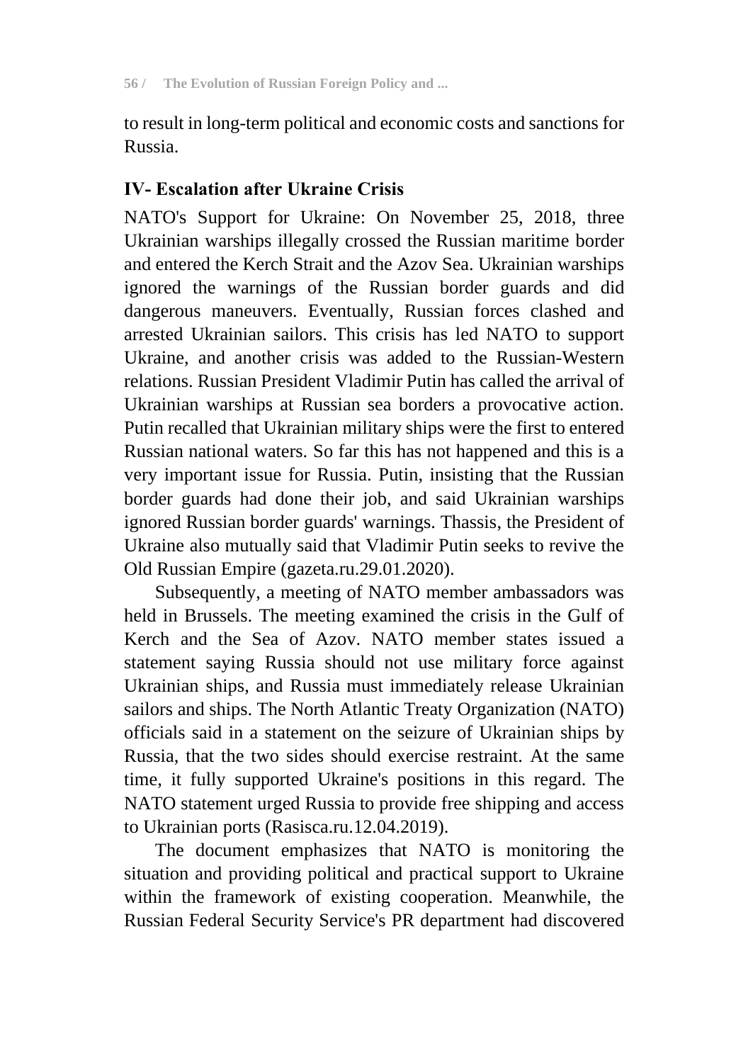to result in long-term political and economic costs and sanctions for Russia.

## IV- Escalation after Ukraine Crisis

NATO's Support for Ukraine: On November 25, 2018, three Ukrainian warships illegally crossed the Russian maritime border and entered the Kerch Strait and the Azov Sea. Ukrainian warships ignored the warnings of the Russian border guards and did dangerous maneuvers. Eventually, Russian forces clashed and arrested Ukrainian sailors. This crisis has led NATO to support Ukraine, and another crisis was added to the Russian-Western relations. Russian President Vladimir Putin has called the arrival of Ukrainian warships at Russian sea borders a provocative action. Putin recalled that Ukrainian military ships were the first to entered Russian national waters. So far this has not happened and this is a very important issue for Russia. Putin, insisting that the Russian border guards had done their job, and said Ukrainian warships ignored Russian border guards' warnings. Thassis, the President of Ukraine also mutually said that Vladimir Putin seeks to revive the Old Russian Empire (gazeta.ru.29.01.2020).

Subsequently, a meeting of NATO member ambassadors was held in Brussels. The meeting examined the crisis in the Gulf of Kerch and the Sea of Azov. NATO member states issued a statement saying Russia should not use military force against Ukrainian ships, and Russia must immediately release Ukrainian sailors and ships. The North Atlantic Treaty Organization (NATO) officials said in a statement on the seizure of Ukrainian ships by Russia, that the two sides should exercise restraint. At the same time, it fully supported Ukraine's positions in this regard. The NATO statement urged Russia to provide free shipping and access to Ukrainian ports (Rasisca.ru.12.04.2019).

The document emphasizes that NATO is monitoring the situation and providing political and practical support to Ukraine within the framework of existing cooperation. Meanwhile, the Russian Federal Security Service's PR department had discovered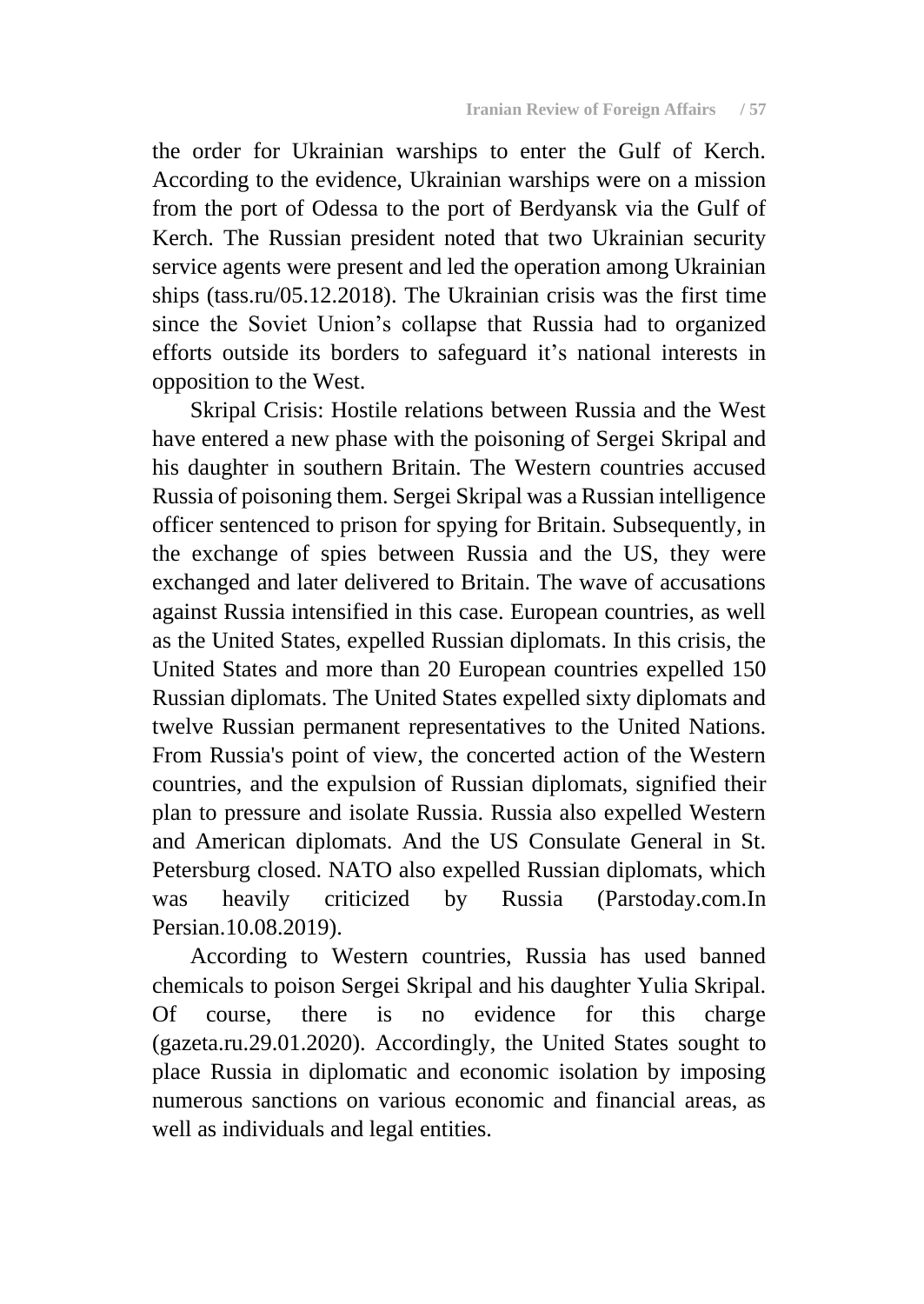the order for Ukrainian warships to enter the Gulf of Kerch. According to the evidence, Ukrainian warships were on a mission from the port of Odessa to the port of Berdyansk via the Gulf of Kerch. The Russian president noted that two Ukrainian security service agents were present and led the operation among Ukrainian ships (tass.ru/05.12.2018). The Ukrainian crisis was the first time since the Soviet Union's collapse that Russia had to organized efforts outside its borders to safeguard it's national interests in opposition to the West.

Skripal Crisis: Hostile relations between Russia and the West have entered a new phase with the poisoning of Sergei Skripal and his daughter in southern Britain. The Western countries accused Russia of poisoning them. Sergei Skripal was a Russian intelligence officer sentenced to prison for spying for Britain. Subsequently, in the exchange of spies between Russia and the US, they were exchanged and later delivered to Britain. The wave of accusations against Russia intensified in this case. European countries, as well as the United States, expelled Russian diplomats. In this crisis, the United States and more than 20 European countries expelled 150 Russian diplomats. The United States expelled sixty diplomats and twelve Russian permanent representatives to the United Nations. From Russia's point of view, the concerted action of the Western countries, and the expulsion of Russian diplomats, signified their plan to pressure and isolate Russia. Russia also expelled Western and American diplomats. And the US Consulate General in St. Petersburg closed. NATO also expelled Russian diplomats, which was heavily criticized by Russia (Parstoday.com.In Persian.10.08.2019).

According to Western countries, Russia has used banned chemicals to poison Sergei Skripal and his daughter Yulia Skripal. Of course, there is no evidence for this charge (gazeta.ru.29.01.2020). Accordingly, the United States sought to place Russia in diplomatic and economic isolation by imposing numerous sanctions on various economic and financial areas, as well as individuals and legal entities.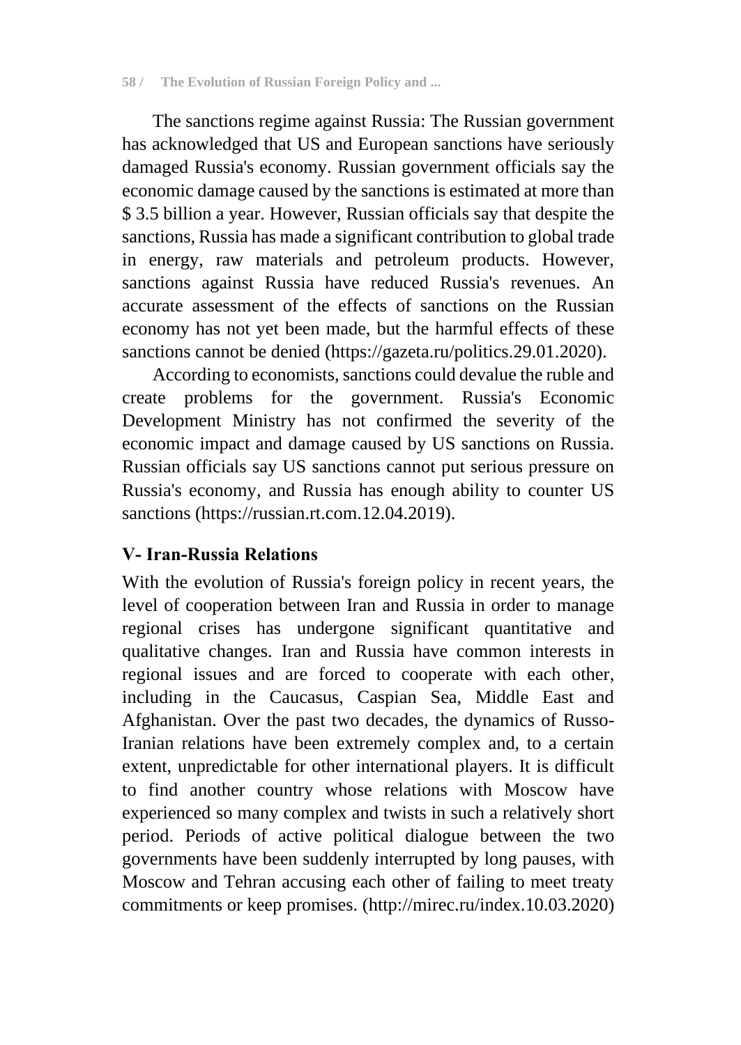The sanctions regime against Russia: The Russian government has acknowledged that US and European sanctions have seriously damaged Russia's economy. Russian government officials say the economic damage caused by the sanctions is estimated at more than $ 3.5 billion a year. However, Russian officials say that despite the sanctions, Russia has made a significant contribution to global trade in energy, raw materials and petroleum products. However, sanctions against Russia have reduced Russia's revenues. An accurate assessment of the effects of sanctions on the Russian economy has not yet been made, but the harmful effects of these sanctions cannot be denied (https://gazeta.ru/politics.29.01.2020).

According to economists, sanctions could devalue the ruble and create problems for the government. Russia's Economic Development Ministry has not confirmed the severity of the economic impact and damage caused by US sanctions on Russia. Russian officials say US sanctions cannot put serious pressure on Russia's economy, and Russia has enough ability to counter US sanctions (https://russian.rt.com.12.04.2019).

## V- Iran-Russia Relations

With the evolution of Russia's foreign policy in recent years, the level of cooperation between Iran and Russia in order to manage regional crises has undergone significant quantitative and qualitative changes. Iran and Russia have common interests in regional issues and are forced to cooperate with each other, including in the Caucasus, Caspian Sea, Middle East and Afghanistan. Over the past two decades, the dynamics of Russo-Iranian relations have been extremely complex and, to a certain extent, unpredictable for other international players. It is difficult to find another country whose relations with Moscow have experienced so many complex and twists in such a relatively short period. Periods of active political dialogue between the two governments have been suddenly interrupted by long pauses, with Moscow and Tehran accusing each other of failing to meet treaty commitments or keep promises. (http://mirec.ru/index.10.03.2020)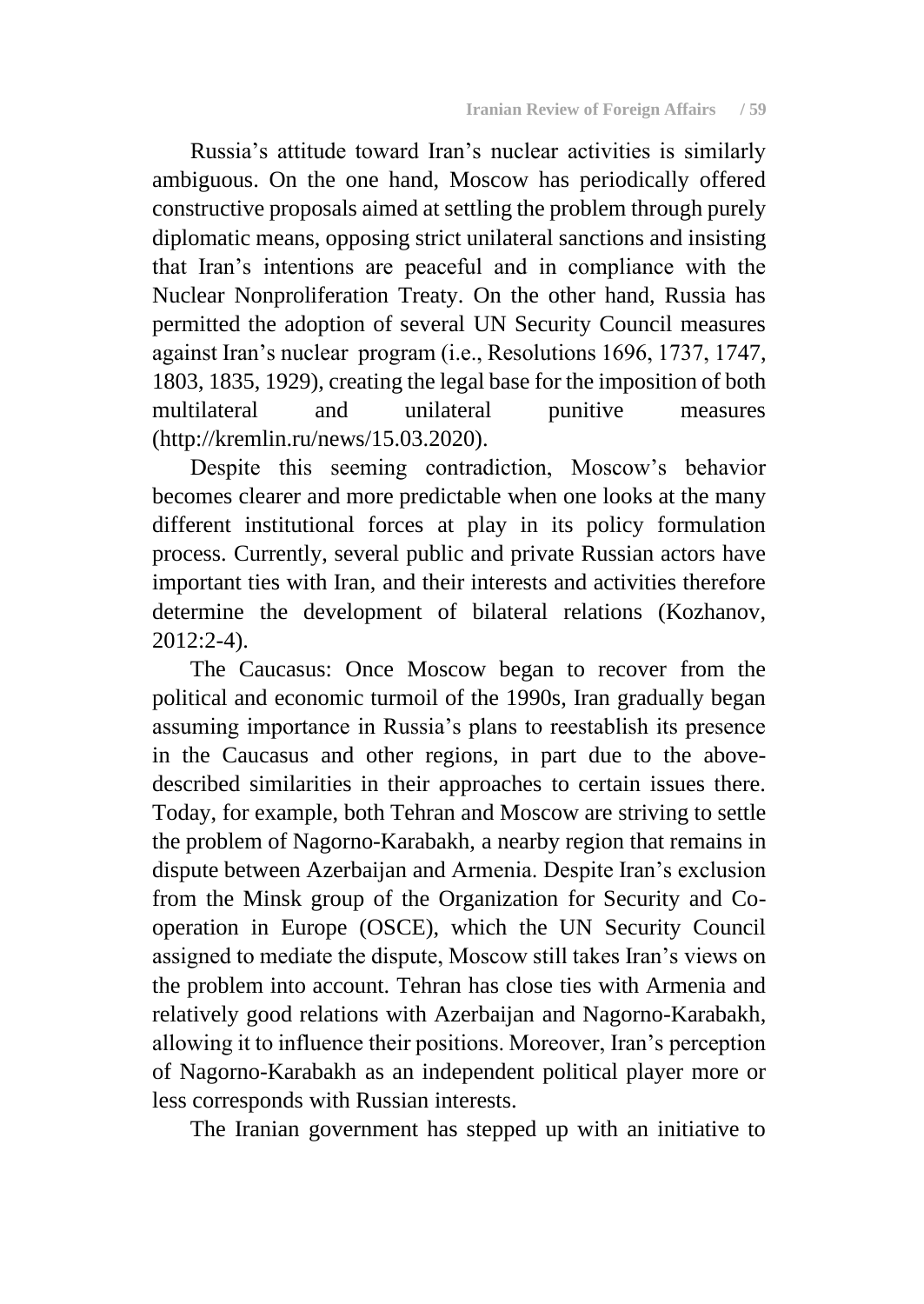Russia's attitude toward Iran's nuclear activities is similarly ambiguous. On the one hand, Moscow has periodically offered constructive proposals aimed at settling the problem through purely diplomatic means, opposing strict unilateral sanctions and insisting that Iran's intentions are peaceful and in compliance with the Nuclear Nonproliferation Treaty. On the other hand, Russia has permitted the adoption of several UN Security Council measures against Iran's nuclear program (i.e., Resolutions 1696, 1737, 1747, 1803, 1835, 1929), creating the legal base for the imposition of both multilateral and unilateral punitive measures (http://kremlin.ru/news/15.03.2020).

Despite this seeming contradiction, Moscow's behavior becomes clearer and more predictable when one looks at the many different institutional forces at play in its policy formulation process. Currently, several public and private Russian actors have important ties with Iran, and their interests and activities therefore determine the development of bilateral relations (Kozhanov, 2012:2-4).

The Caucasus: Once Moscow began to recover from the political and economic turmoil of the 1990s, Iran gradually began assuming importance in Russia's plans to reestablish its presence in the Caucasus and other regions, in part due to the above-described similarities in their approaches to certain issues there. Today, for example, both Tehran and Moscow are striving to settle the problem of Nagorno-Karabakh, a nearby region that remains in dispute between Azerbaijan and Armenia. Despite Iran's exclusion from the Minsk group of the Organization for Security and Co-operation in Europe (OSCE), which the UN Security Council assigned to mediate the dispute, Moscow still takes Iran's views on the problem into account. Tehran has close ties with Armenia and relatively good relations with Azerbaijan and Nagorno-Karabakh, allowing it to influence their positions. Moreover, Iran's perception of Nagorno-Karabakh as an independent political player more or less corresponds with Russian interests.

The Iranian government has stepped up with an initiative to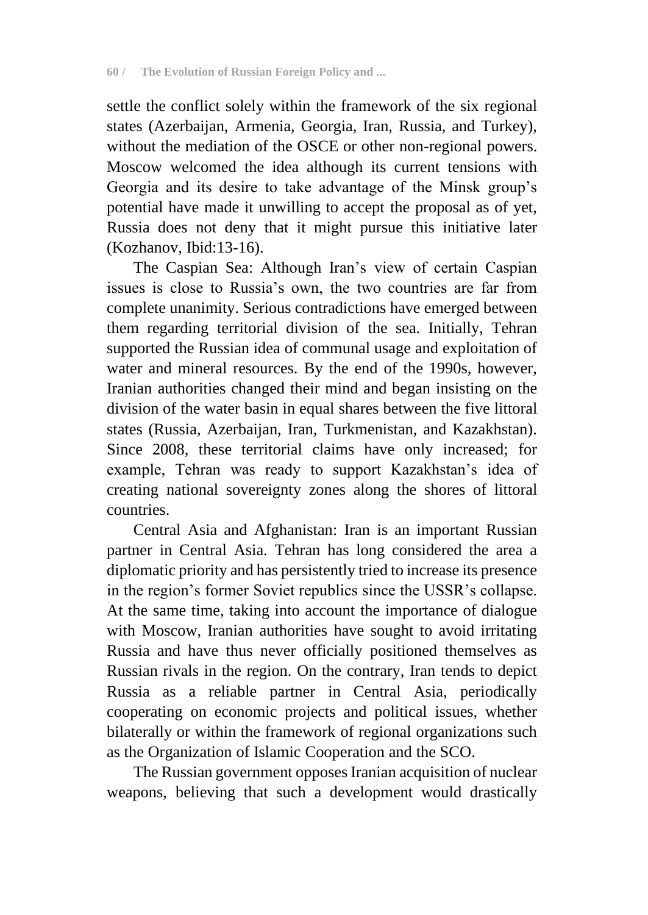settle the conflict solely within the framework of the six regional states (Azerbaijan, Armenia, Georgia, Iran, Russia, and Turkey), without the mediation of the OSCE or other non-regional powers. Moscow welcomed the idea although its current tensions with Georgia and its desire to take advantage of the Minsk group's potential have made it unwilling to accept the proposal as of yet, Russia does not deny that it might pursue this initiative later (Kozhanov, Ibid:13-16).

The Caspian Sea: Although Iran's view of certain Caspian issues is close to Russia's own, the two countries are far from complete unanimity. Serious contradictions have emerged between them regarding territorial division of the sea. Initially, Tehran supported the Russian idea of communal usage and exploitation of water and mineral resources. By the end of the 1990s, however, Iranian authorities changed their mind and began insisting on the division of the water basin in equal shares between the five littoral states (Russia, Azerbaijan, Iran, Turkmenistan, and Kazakhstan). Since 2008, these territorial claims have only increased; for example, Tehran was ready to support Kazakhstan's idea of creating national sovereignty zones along the shores of littoral countries.

Central Asia and Afghanistan: Iran is an important Russian partner in Central Asia. Tehran has long considered the area a diplomatic priority and has persistently tried to increase its presence in the region's former Soviet republics since the USSR's collapse. At the same time, taking into account the importance of dialogue with Moscow, Iranian authorities have sought to avoid irritating Russia and have thus never officially positioned themselves as Russian rivals in the region. On the contrary, Iran tends to depict Russia as a reliable partner in Central Asia, periodically cooperating on economic projects and political issues, whether bilaterally or within the framework of regional organizations such as the Organization of Islamic Cooperation and the SCO.

The Russian government opposes Iranian acquisition of nuclear weapons, believing that such a development would drastically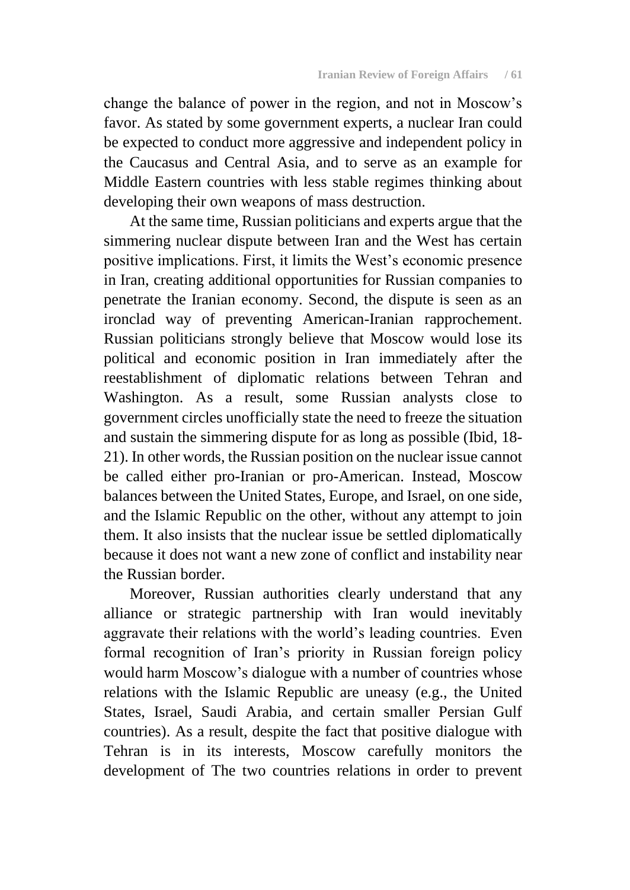change the balance of power in the region, and not in Moscow's favor. As stated by some government experts, a nuclear Iran could be expected to conduct more aggressive and independent policy in the Caucasus and Central Asia, and to serve as an example for Middle Eastern countries with less stable regimes thinking about developing their own weapons of mass destruction.

At the same time, Russian politicians and experts argue that the simmering nuclear dispute between Iran and the West has certain positive implications. First, it limits the West's economic presence in Iran, creating additional opportunities for Russian companies to penetrate the Iranian economy. Second, the dispute is seen as an ironclad way of preventing American-Iranian rapprochement. Russian politicians strongly believe that Moscow would lose its political and economic position in Iran immediately after the reestablishment of diplomatic relations between Tehran and Washington. As a result, some Russian analysts close to government circles unofficially state the need to freeze the situation and sustain the simmering dispute for as long as possible (Ibid, 18-21). In other words, the Russian position on the nuclear issue cannot be called either pro-Iranian or pro-American. Instead, Moscow balances between the United States, Europe, and Israel, on one side, and the Islamic Republic on the other, without any attempt to join them. It also insists that the nuclear issue be settled diplomatically because it does not want a new zone of conflict and instability near the Russian border.

Moreover, Russian authorities clearly understand that any alliance or strategic partnership with Iran would inevitably aggravate their relations with the world's leading countries. Even formal recognition of Iran's priority in Russian foreign policy would harm Moscow's dialogue with a number of countries whose relations with the Islamic Republic are uneasy (e.g., the United States, Israel, Saudi Arabia, and certain smaller Persian Gulf countries). As a result, despite the fact that positive dialogue with Tehran is in its interests, Moscow carefully monitors the development of The two countries relations in order to prevent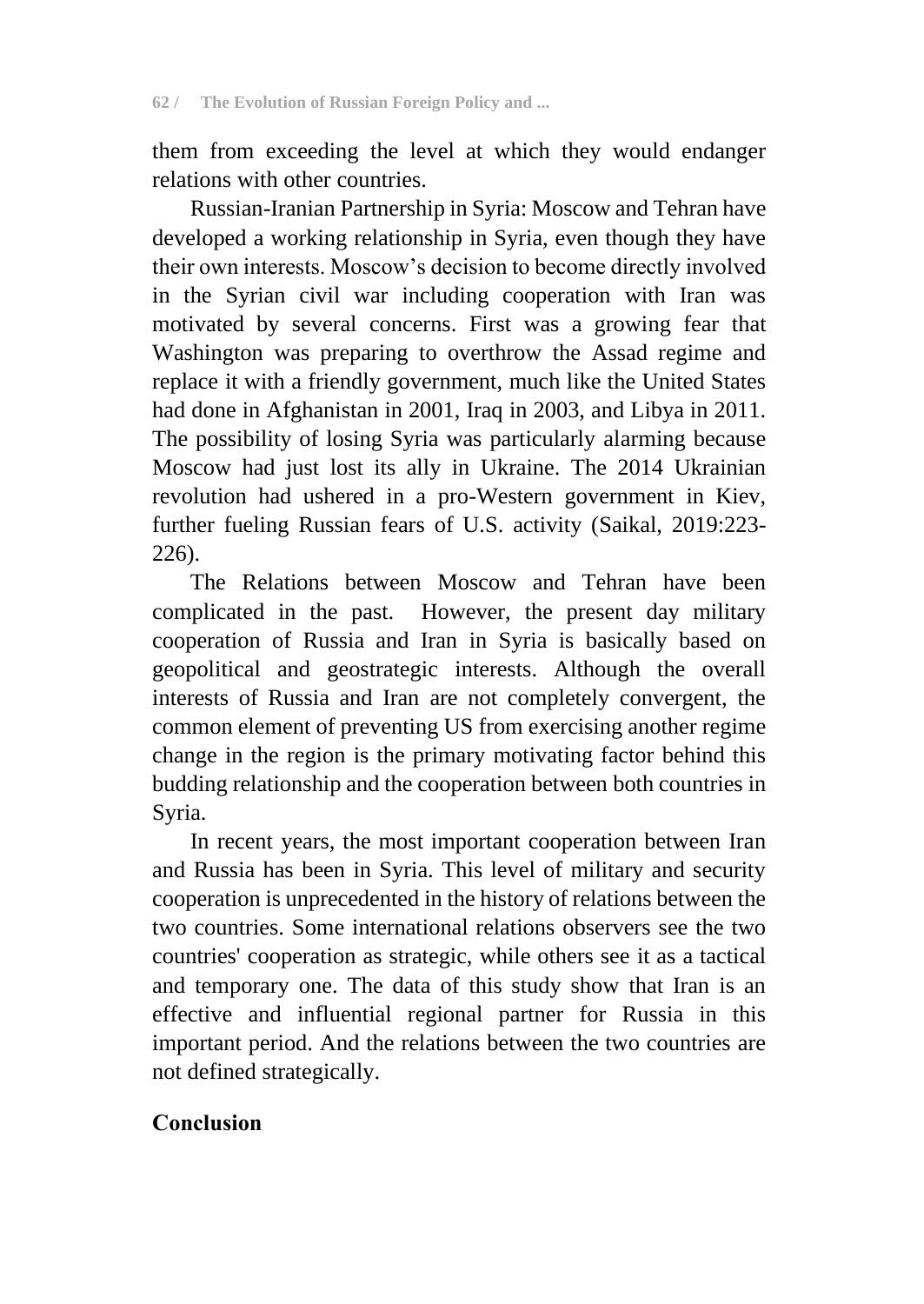them from exceeding the level at which they would endanger relations with other countries.

Russian-Iranian Partnership in Syria: Moscow and Tehran have developed a working relationship in Syria, even though they have their own interests. Moscow's decision to become directly involved in the Syrian civil war including cooperation with Iran was motivated by several concerns. First was a growing fear that Washington was preparing to overthrow the Assad regime and replace it with a friendly government, much like the United States had done in Afghanistan in 2001, Iraq in 2003, and Libya in 2011. The possibility of losing Syria was particularly alarming because Moscow had just lost its ally in Ukraine. The 2014 Ukrainian revolution had ushered in a pro-Western government in Kiev, further fueling Russian fears of U.S. activity (Saikal, 2019:223-226).

The Relations between Moscow and Tehran have been complicated in the past. However, the present day military cooperation of Russia and Iran in Syria is basically based on geopolitical and geostrategic interests. Although the overall interests of Russia and Iran are not completely convergent, the common element of preventing US from exercising another regime change in the region is the primary motivating factor behind this budding relationship and the cooperation between both countries in Syria.

In recent years, the most important cooperation between Iran and Russia has been in Syria. This level of military and security cooperation is unprecedented in the history of relations between the two countries. Some international relations observers see the two countries' cooperation as strategic, while others see it as a tactical and temporary one. The data of this study show that Iran is an effective and influential regional partner for Russia in this important period. And the relations between the two countries are not defined strategically.

## Conclusion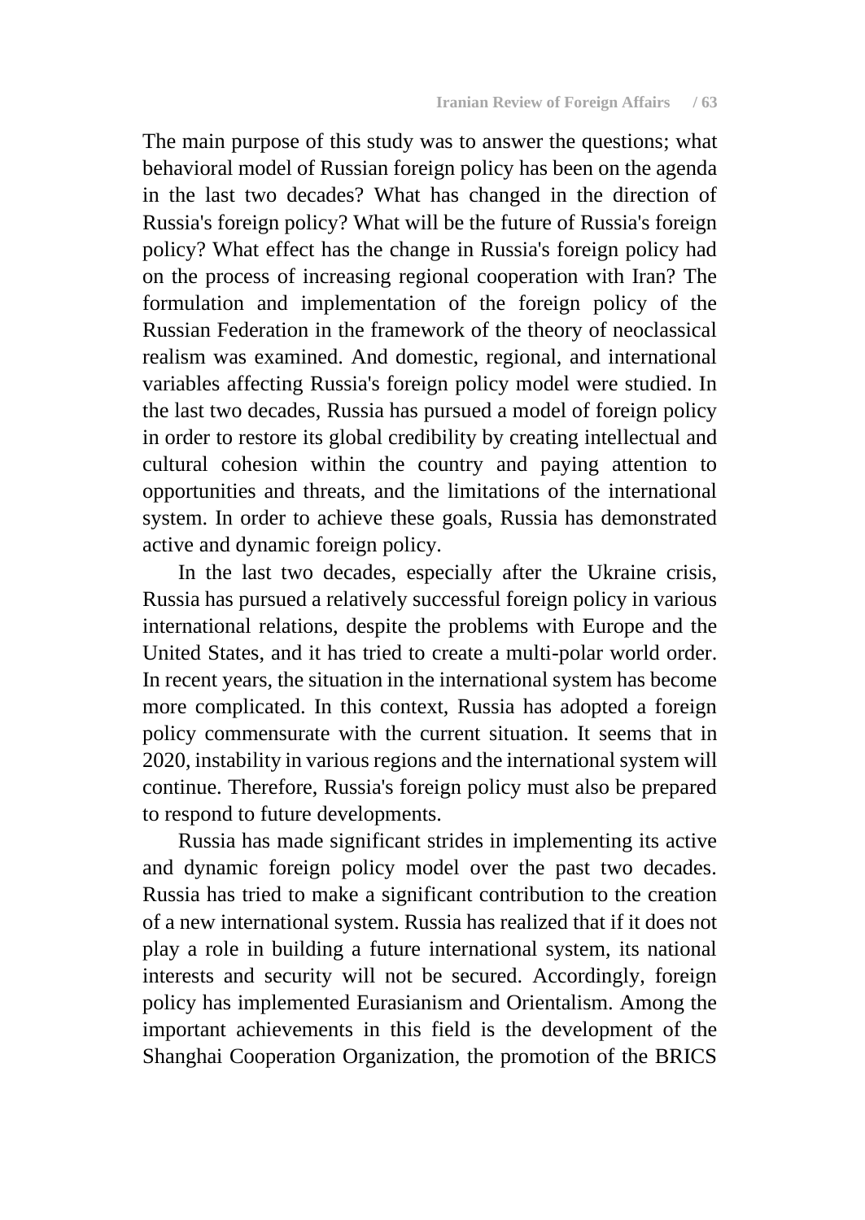The main purpose of this study was to answer the questions; what behavioral model of Russian foreign policy has been on the agenda in the last two decades? What has changed in the direction of Russia's foreign policy? What will be the future of Russia's foreign policy? What effect has the change in Russia's foreign policy had on the process of increasing regional cooperation with Iran? The formulation and implementation of the foreign policy of the Russian Federation in the framework of the theory of neoclassical realism was examined. And domestic, regional, and international variables affecting Russia's foreign policy model were studied. In the last two decades, Russia has pursued a model of foreign policy in order to restore its global credibility by creating intellectual and cultural cohesion within the country and paying attention to opportunities and threats, and the limitations of the international system. In order to achieve these goals, Russia has demonstrated active and dynamic foreign policy.

In the last two decades, especially after the Ukraine crisis, Russia has pursued a relatively successful foreign policy in various international relations, despite the problems with Europe and the United States, and it has tried to create a multi-polar world order. In recent years, the situation in the international system has become more complicated. In this context, Russia has adopted a foreign policy commensurate with the current situation. It seems that in 2020, instability in various regions and the international system will continue. Therefore, Russia's foreign policy must also be prepared to respond to future developments.

Russia has made significant strides in implementing its active and dynamic foreign policy model over the past two decades. Russia has tried to make a significant contribution to the creation of a new international system. Russia has realized that if it does not play a role in building a future international system, its national interests and security will not be secured. Accordingly, foreign policy has implemented Eurasianism and Orientalism. Among the important achievements in this field is the development of the Shanghai Cooperation Organization, the promotion of the BRICS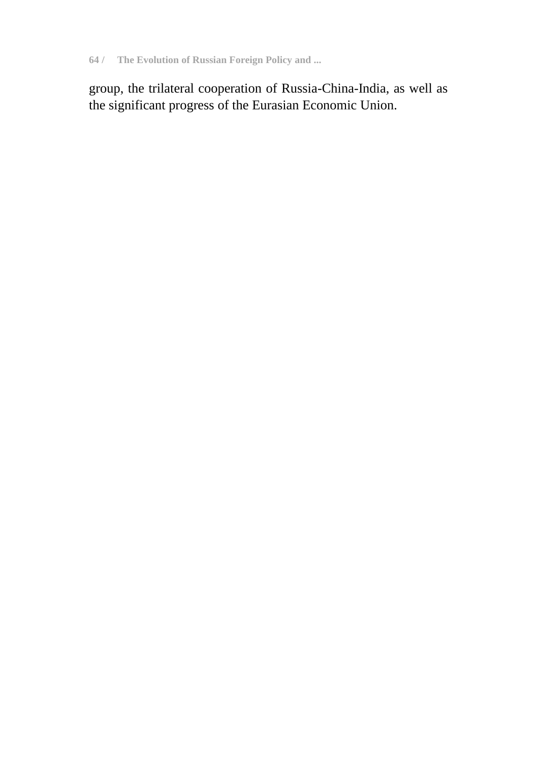group, the trilateral cooperation of Russia-China-India, as well as the significant progress of the Eurasian Economic Union.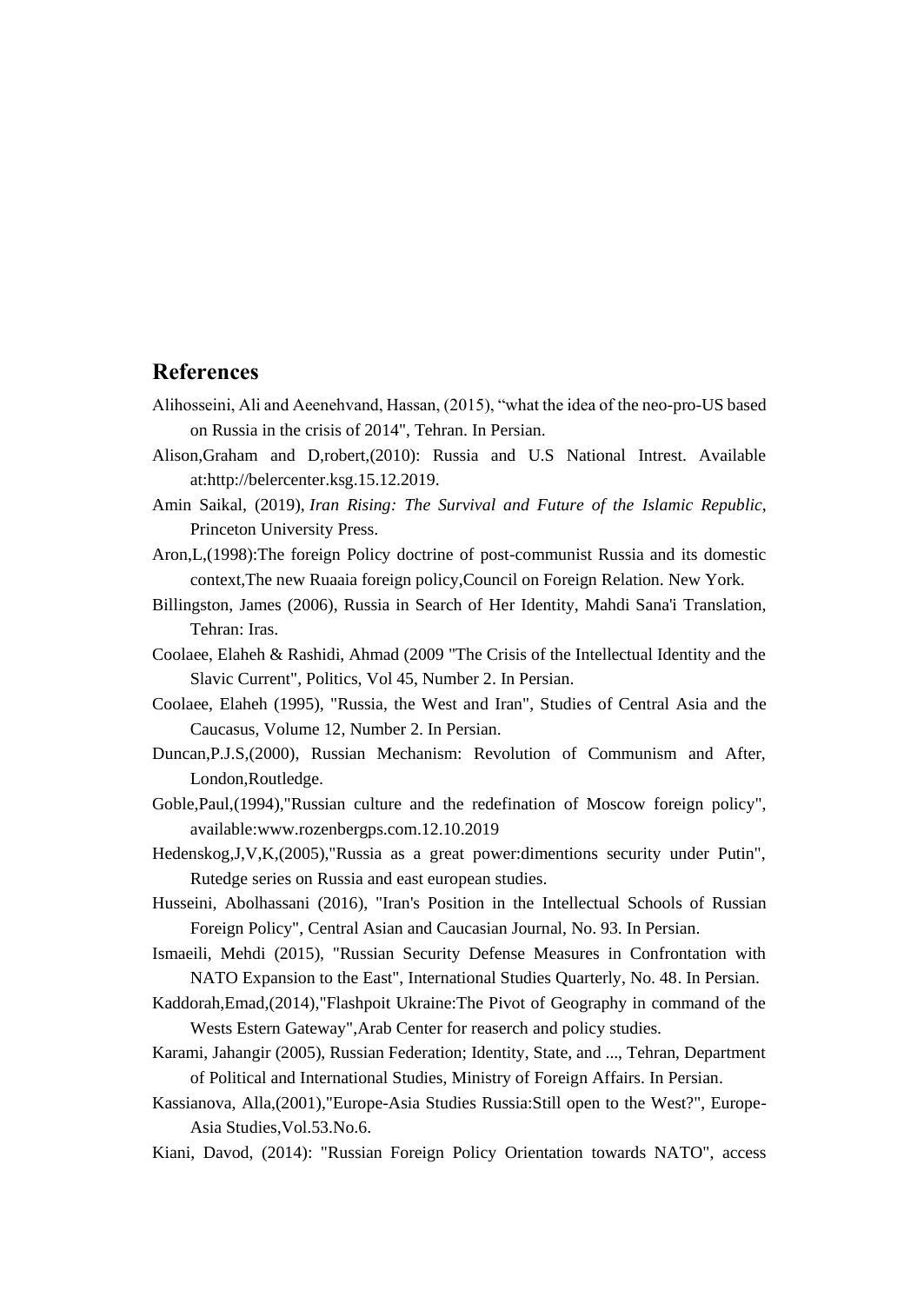## References

Alihosseini, Ali and Aeenehvand, Hassan, (2015), “what the idea of the neo-pro-US based on Russia in the crisis of 2014", Tehran. In Persian.

Alison,Graham and D,robert,(2010): Russia and U.S National Intrest. Available at:http://belercenter.ksg.15.12.2019.

Amin Saikal, (2019), *Iran Rising: The Survival and Future of the Islamic Republic*, Princeton University Press.

Aron,L,(1998):The foreign Policy doctrine of post-communist Russia and its domestic context,The new Ruaaia foreign policy,Council on Foreign Relation. New York.

Billingston, James (2006), Russia in Search of Her Identity, Mahdi Sana'i Translation, Tehran: Iras.

Coolaee, Elaheh & Rashidi, Ahmad (2009 "The Crisis of the Intellectual Identity and the Slavic Current", Politics, Vol 45, Number 2. In Persian.

Coolaee, Elaheh (1995), "Russia, the West and Iran", Studies of Central Asia and the Caucasus, Volume 12, Number 2. In Persian.

Duncan,P.J.S,(2000), Russian Mechanism: Revolution of Communism and After, London,Routledge.

Goble,Paul,(1994),"Russian culture and the redefination of Moscow foreign policy", available:www.rozenbergps.com.12.10.2019

Hedenskog,J,V,K,(2005),"Russia as a great power:dimentions security under Putin", Rutedge series on Russia and east european studies.

Husseini, Abolhassani (2016), "Iran's Position in the Intellectual Schools of Russian Foreign Policy", Central Asian and Caucasian Journal, No. 93. In Persian.

Ismaeili, Mehdi (2015), "Russian Security Defense Measures in Confrontation with NATO Expansion to the East", International Studies Quarterly, No. 48. In Persian.

Kaddorah,Emad,(2014),"Flashpoit Ukraine:The Pivot of Geography in command of the Wests Estern Gateway",Arab Center for reaserch and policy studies.

Karami, Jahangir (2005), Russian Federation; Identity, State, and ..., Tehran, Department of Political and International Studies, Ministry of Foreign Affairs. In Persian.

Kassianova, Alla,(2001),"Europe-Asia Studies Russia:Still open to the West?", Europe-Asia Studies,Vol.53.No.6.

Kiani, Davod, (2014): "Russian Foreign Policy Orientation towards NATO", access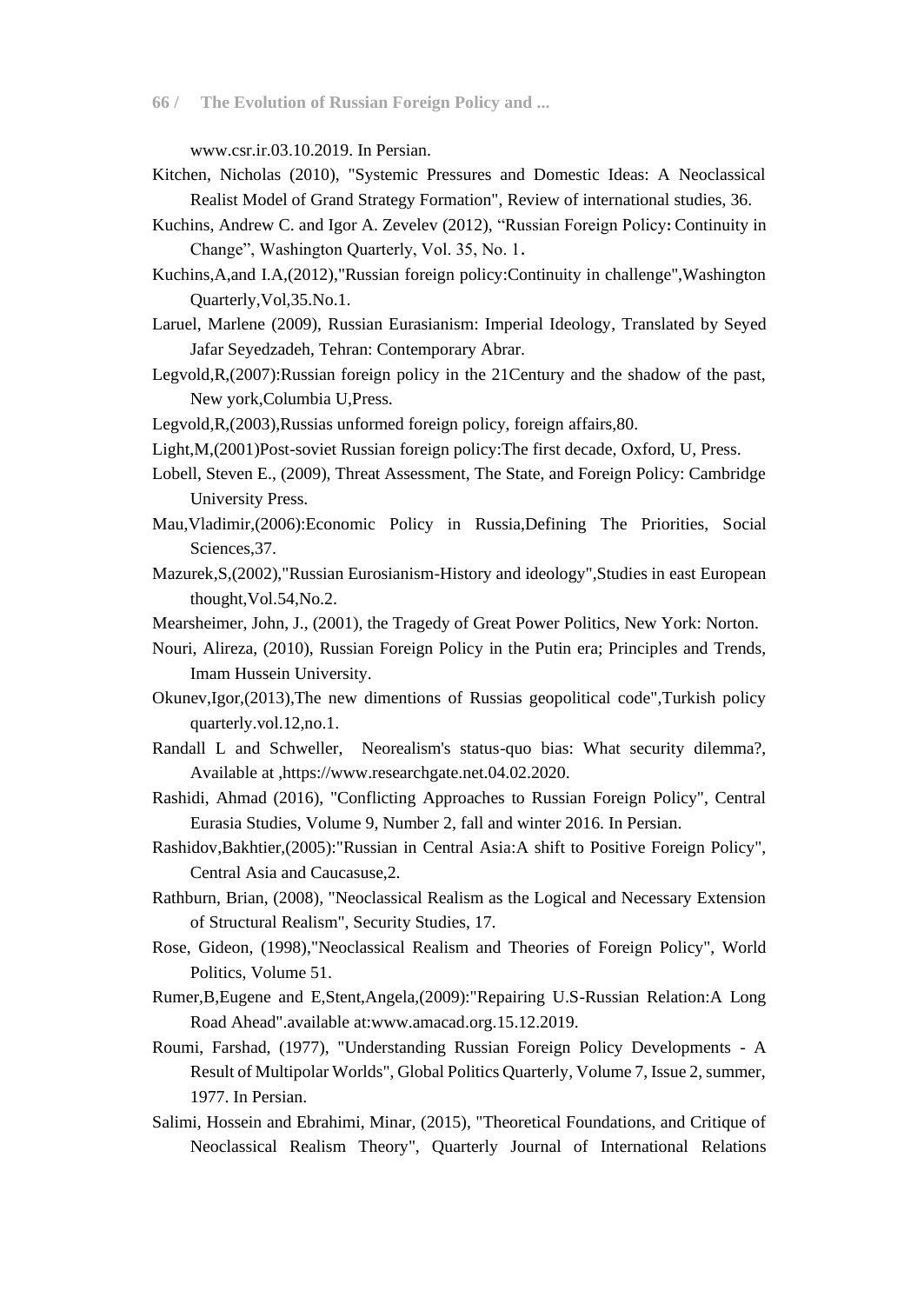www.csr.ir.03.10.2019. In Persian.

Kitchen, Nicholas (2010), "Systemic Pressures and Domestic Ideas: A Neoclassical Realist Model of Grand Strategy Formation", Review of international studies, 36.

Kuchins, Andrew C. and Igor A. Zevelev (2012), "Russian Foreign Policy: Continuity in Change", Washington Quarterly, Vol. 35, No. 1.

Kuchins,A,and I.A,(2012),"Russian foreign policy:Continuity in challenge",Washington Quarterly,Vol,35.No.1.

Laruel, Marlene (2009), Russian Eurasianism: Imperial Ideology, Translated by Seyed Jafar Seyedzadeh, Tehran: Contemporary Abrar.

Legvold,R,(2007):Russian foreign policy in the 21Century and the shadow of the past, New york,Columbia U,Press.

Legvold,R,(2003),Russias unformed foreign policy, foreign affairs,80.

Light,M,(2001)Post-soviet Russian foreign policy:The first decade, Oxford, U, Press.

Lobell, Steven E., (2009), Threat Assessment, The State, and Foreign Policy: Cambridge University Press.

Mau,Vladimir,(2006):Economic Policy in Russia,Defining The Priorities, Social Sciences,37.

Mazurek,S,(2002),"Russian Eurosianism-History and ideology",Studies in east European thought,Vol.54,No.2.

Mearsheimer, John, J., (2001), the Tragedy of Great Power Politics, New York: Norton.

Nouri, Alireza, (2010), Russian Foreign Policy in the Putin era; Principles and Trends, Imam Hussein University.

Okunev,Igor,(2013),The new dimentions of Russias geopolitical code",Turkish policy quarterly.vol.12,no.1.

Randall L and Schweller, Neorealism's status-quo bias: What security dilemma?, Available at ,https://www.researchgate.net.04.02.2020.

Rashidi, Ahmad (2016), "Conflicting Approaches to Russian Foreign Policy", Central Eurasia Studies, Volume 9, Number 2, fall and winter 2016. In Persian.

Rashidov,Bakhtier,(2005):"Russian in Central Asia:A shift to Positive Foreign Policy", Central Asia and Caucasuse,2.

Rathburn, Brian, (2008), "Neoclassical Realism as the Logical and Necessary Extension of Structural Realism", Security Studies, 17.

Rose, Gideon, (1998),"Neoclassical Realism and Theories of Foreign Policy", World Politics, Volume 51.

Rumer,B,Eugene and E,Stent,Angela,(2009):"Repairing U.S-Russian Relation:A Long Road Ahead".available at:www.amacad.org.15.12.2019.

Roumi, Farshad, (1977), "Understanding Russian Foreign Policy Developments - A Result of Multipolar Worlds", Global Politics Quarterly, Volume 7, Issue 2, summer, 1977. In Persian.

Salimi, Hossein and Ebrahimi, Minar, (2015), "Theoretical Foundations, and Critique of Neoclassical Realism Theory", Quarterly Journal of International Relations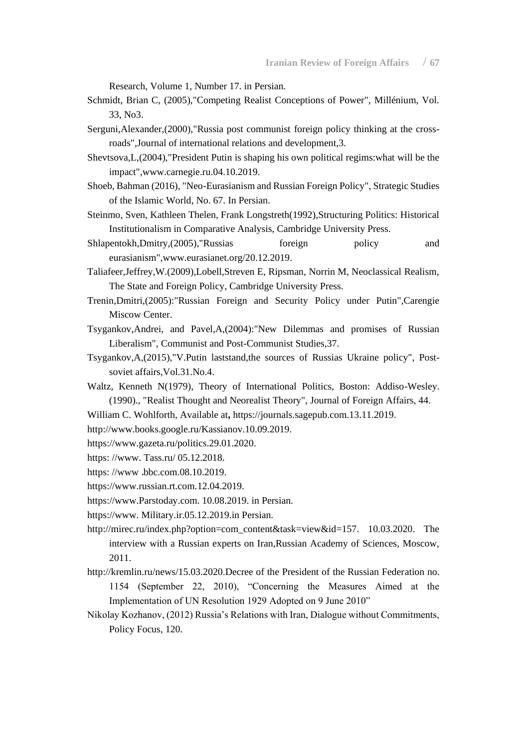Research, Volume 1, Number 17. in Persian.

Schmidt, Brian C, (2005),"Competing Realist Conceptions of Power", Millénium, Vol. 33, No3.

Serguni,Alexander,(2000),"Russia post communist foreign policy thinking at the cross-roads",Journal of international relations and development,3.

Shevtsova,L,(2004),"President Putin is shaping his own political regims:what will be the impact",www.carnegie.ru.04.10.2019.

Shoeb, Bahman (2016), "Neo-Eurasianism and Russian Foreign Policy", Strategic Studies of the Islamic World, No. 67. In Persian.

Steinmo, Sven, Kathleen Thelen, Frank Longstreth(1992),Structuring Politics: Historical Institutionalism in Comparative Analysis, Cambridge University Press.

Shlapentokh,Dmitry,(2005),"Russias foreign policy and eurasianism",www.eurasianet.org/20.12.2019.

Taliafeer,Jeffrey,W.(2009),Lobell,Streven E, Ripsman, Norrin M, Neoclassical Realism, The State and Foreign Policy, Cambridge University Press.

Trenin,Dmitri,(2005):"Russian Foreign and Security Policy under Putin",Carengie Miscow Center.

Tsygankov,Andrei, and Pavel,A,(2004):"New Dilemmas and promises of Russian Liberalism", Communist and Post-Communist Studies,37.

Tsygankov,A,(2015),"V.Putin laststand,the sources of Russias Ukraine policy", Post-soviet affairs,Vol.31.No.4.

Waltz, Kenneth N(1979), Theory of International Politics, Boston: Addiso-Wesley. (1990)., "Realist Thought and Neorealist Theory", Journal of Foreign Affairs, 44.

William C. Wohlforth, Available at**,** https://journals.sagepub.com.13.11.2019.

http://www.books.google.ru/Kassianov.10.09.2019.

https://www.gazeta.ru/politics.29.01.2020.

https: //www. Tass.ru/ 05.12.2018.

https: //www .bbc.com.08.10.2019.

https://www.russian.rt.com.12.04.2019.

https://www.Parstoday.com. 10.08.2019. in Persian.

https://www. Military.ir.05.12.2019.in Persian.

http://mirec.ru/index.php?option=com_content&task=view&id=157. 10.03.2020. The interview with a Russian experts on Iran,Russian Academy of Sciences, Moscow, 2011.

http://kremlin.ru/news/15.03.2020.Decree of the President of the Russian Federation no. 1154 (September 22, 2010), "Concerning the Measures Aimed at the Implementation of UN Resolution 1929 Adopted on 9 June 2010"

Nikolay Kozhanov, (2012) Russia's Relations with Iran, Dialogue without Commitments, Policy Focus, 120.